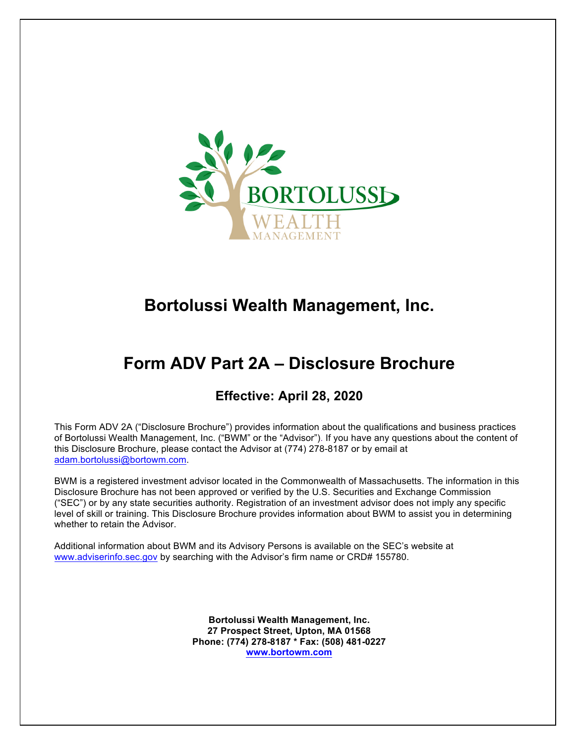# Bortolussi Wealth Management, Inc.

# Form ADV Part 2A – Disclosure Brochure

### Effective: April 28, 2020

This Form ADV 2A ("Disclosure Brochure") provides information about the qualifications and business practices of Bortolussi Wealth Management, Inc. ("BWM" or the "Advisor"). If you have any questions about the content of this Disclosure Brochure, please contact the Advisor at (774) 278-8187 or by email at adam.bortolussi@bortowm.com.

BWM is a registered investment advisor located in the Commonwealth of Massachusetts. The information in this Disclosure Brochure has not been approved or verified by the U.S. Securities and Exchange Commission ("SEC") or by any state securities authority. Registration of an investment advisor does not imply any specific level of skill or training. This Disclosure Brochure provides information about BWM to assist you in determining whether to retain the Advisor.

Additional information about BWM and its Advisory Persons is available on the SEC's website at www.adviserinfo.sec.gov by searching with the Advisor's firm name or CRD# 155780.

**Bortolussi Wealth Management, Inc.**
**27 Prospect Street, Upton, MA 01568**
**Phone: (774) 278-8187 * Fax: (508) 481-0227**
**www.bortowm.com**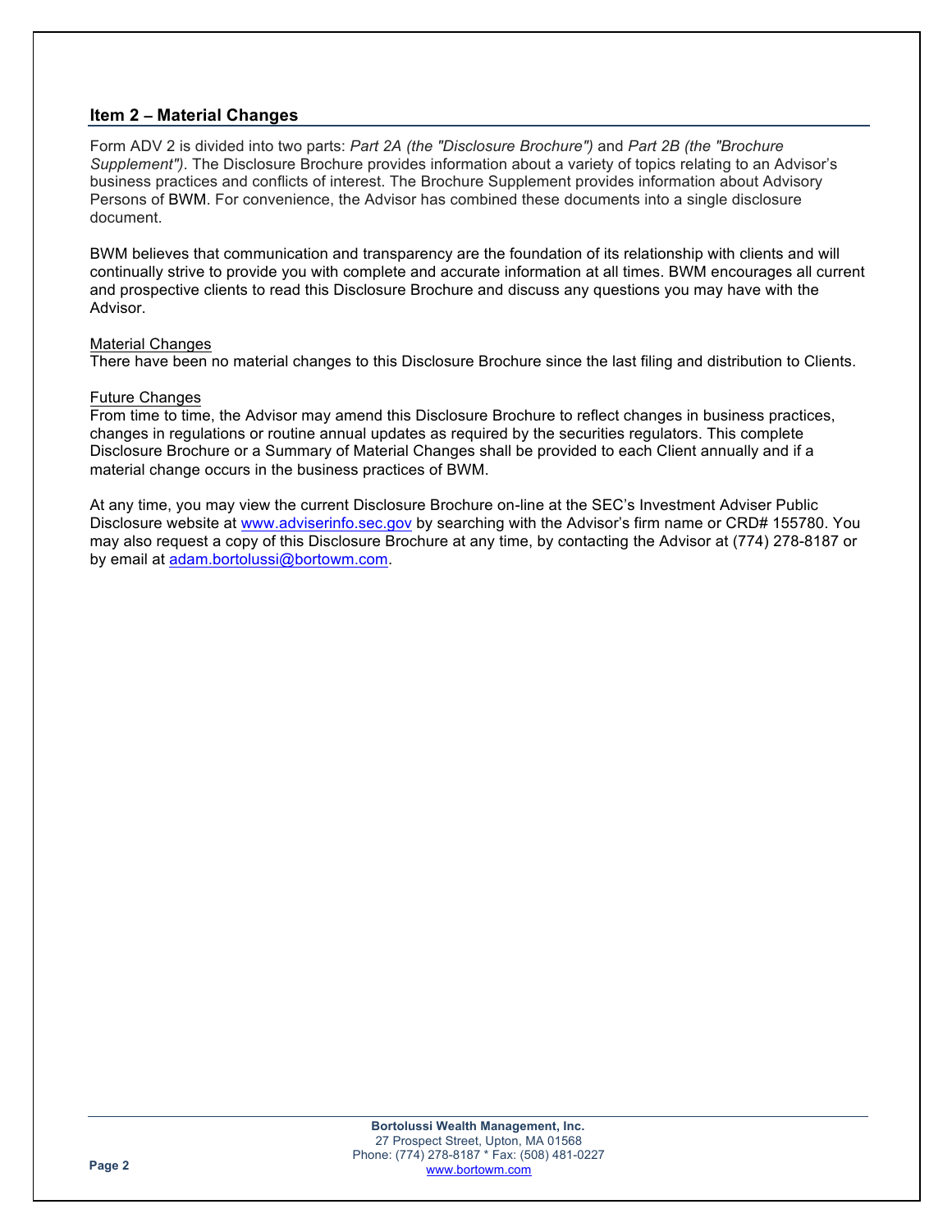## Item 2 – Material Changes

Form ADV 2 is divided into two parts: *Part 2A (the "Disclosure Brochure")* and *Part 2B (the "Brochure Supplement")*. The Disclosure Brochure provides information about a variety of topics relating to an Advisor's business practices and conflicts of interest. The Brochure Supplement provides information about Advisory Persons of BWM. For convenience, the Advisor has combined these documents into a single disclosure document.

BWM believes that communication and transparency are the foundation of its relationship with clients and will continually strive to provide you with complete and accurate information at all times. BWM encourages all current and prospective clients to read this Disclosure Brochure and discuss any questions you may have with the Advisor.

Material Changes

There have been no material changes to this Disclosure Brochure since the last filing and distribution to Clients.

Future Changes

From time to time, the Advisor may amend this Disclosure Brochure to reflect changes in business practices, changes in regulations or routine annual updates as required by the securities regulators. This complete Disclosure Brochure or a Summary of Material Changes shall be provided to each Client annually and if a material change occurs in the business practices of BWM.

At any time, you may view the current Disclosure Brochure on-line at the SEC's Investment Adviser Public Disclosure website at [www.adviserinfo.sec.gov](http://www.adviserinfo.sec.gov) by searching with the Advisor's firm name or CRD# 155780. You may also request a copy of this Disclosure Brochure at any time, by contacting the Advisor at (774) 278-8187 or by email at [adam.bortolussi@bortowm.com](mailto:adam.bortolussi@bortowm.com).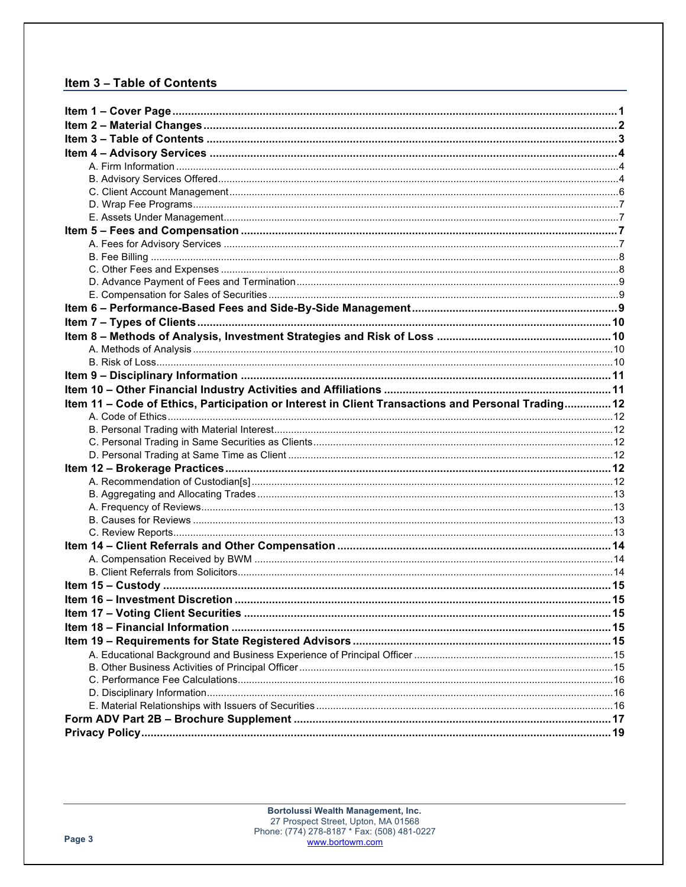## Item 3 – Table of Contents

**Item 1 – Cover Page** .......... 1
**Item 2 – Material Changes** .......... 2
**Item 3 – Table of Contents** .......... 3
**Item 4 – Advisory Services** .......... 4
- A. Firm Information .......... 4
- B. Advisory Services Offered .......... 4
- C. Client Account Management .......... 6
- D. Wrap Fee Programs .......... 7
- E. Assets Under Management .......... 7

**Item 5 – Fees and Compensation** .......... 7
- A. Fees for Advisory Services .......... 7
- B. Fee Billing .......... 8
- C. Other Fees and Expenses .......... 8
- D. Advance Payment of Fees and Termination .......... 9
- E. Compensation for Sales of Securities .......... 9

**Item 6 – Performance-Based Fees and Side-By-Side Management** .......... 9
**Item 7 – Types of Clients** .......... 10
**Item 8 – Methods of Analysis, Investment Strategies and Risk of Loss** .......... 10
- A. Methods of Analysis .......... 10
- B. Risk of Loss .......... 10

**Item 9 – Disciplinary Information** .......... 11
**Item 10 – Other Financial Industry Activities and Affiliations** .......... 11
**Item 11 – Code of Ethics, Participation or Interest in Client Transactions and Personal Trading** .......... 12
- A. Code of Ethics .......... 12
- B. Personal Trading with Material Interest .......... 12
- C. Personal Trading in Same Securities as Clients .......... 12
- D. Personal Trading at Same Time as Client .......... 12

**Item 12 – Brokerage Practices** .......... 12
- A. Recommendation of Custodian[s] .......... 12
- B. Aggregating and Allocating Trades .......... 13
- A. Frequency of Reviews .......... 13
- B. Causes for Reviews .......... 13
- C. Review Reports .......... 13

**Item 14 – Client Referrals and Other Compensation** .......... 14
- A. Compensation Received by BWM .......... 14
- B. Client Referrals from Solicitors .......... 14

**Item 15 – Custody** .......... 15
**Item 16 – Investment Discretion** .......... 15
**Item 17 – Voting Client Securities** .......... 15
**Item 18 – Financial Information** .......... 15
**Item 19 – Requirements for State Registered Advisors** .......... 15
- A. Educational Background and Business Experience of Principal Officer .......... 15
- B. Other Business Activities of Principal Officer .......... 15
- C. Performance Fee Calculations .......... 16
- D. Disciplinary Information .......... 16
- E. Material Relationships with Issuers of Securities .......... 16

**Form ADV Part 2B – Brochure Supplement** .......... 17
**Privacy Policy** .......... 19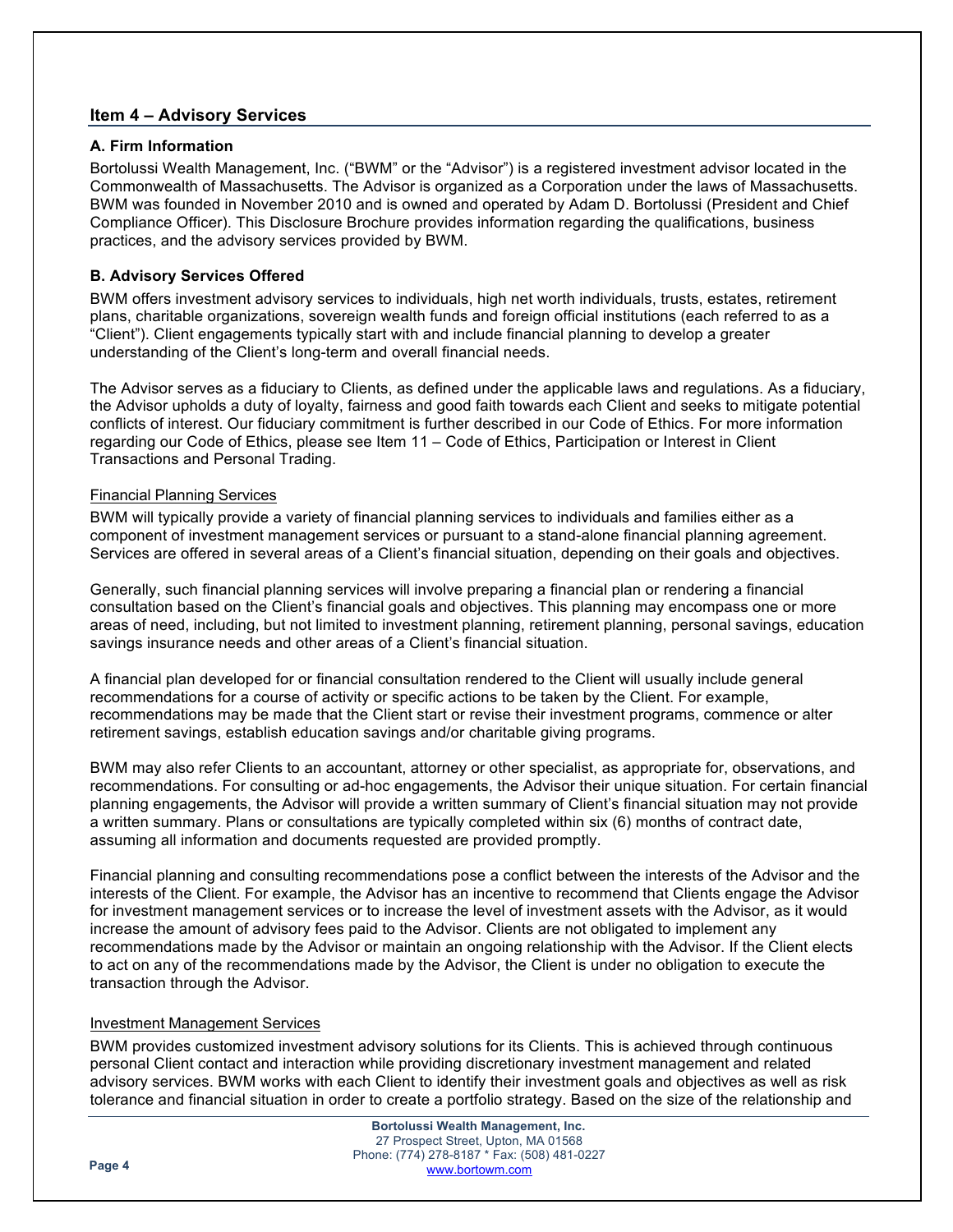## Item 4 – Advisory Services

### A. Firm Information

Bortolussi Wealth Management, Inc. ("BWM" or the "Advisor") is a registered investment advisor located in the Commonwealth of Massachusetts. The Advisor is organized as a Corporation under the laws of Massachusetts. BWM was founded in November 2010 and is owned and operated by Adam D. Bortolussi (President and Chief Compliance Officer). This Disclosure Brochure provides information regarding the qualifications, business practices, and the advisory services provided by BWM.

### B. Advisory Services Offered

BWM offers investment advisory services to individuals, high net worth individuals, trusts, estates, retirement plans, charitable organizations, sovereign wealth funds and foreign official institutions (each referred to as a "Client"). Client engagements typically start with and include financial planning to develop a greater understanding of the Client's long-term and overall financial needs.

The Advisor serves as a fiduciary to Clients, as defined under the applicable laws and regulations. As a fiduciary, the Advisor upholds a duty of loyalty, fairness and good faith towards each Client and seeks to mitigate potential conflicts of interest. Our fiduciary commitment is further described in our Code of Ethics. For more information regarding our Code of Ethics, please see Item 11 – Code of Ethics, Participation or Interest in Client Transactions and Personal Trading.

<u>Financial Planning Services</u>

BWM will typically provide a variety of financial planning services to individuals and families either as a component of investment management services or pursuant to a stand-alone financial planning agreement. Services are offered in several areas of a Client's financial situation, depending on their goals and objectives.

Generally, such financial planning services will involve preparing a financial plan or rendering a financial consultation based on the Client's financial goals and objectives. This planning may encompass one or more areas of need, including, but not limited to investment planning, retirement planning, personal savings, education savings insurance needs and other areas of a Client's financial situation.

A financial plan developed for or financial consultation rendered to the Client will usually include general recommendations for a course of activity or specific actions to be taken by the Client. For example, recommendations may be made that the Client start or revise their investment programs, commence or alter retirement savings, establish education savings and/or charitable giving programs.

BWM may also refer Clients to an accountant, attorney or other specialist, as appropriate for, observations, and recommendations. For consulting or ad-hoc engagements, the Advisor their unique situation. For certain financial planning engagements, the Advisor will provide a written summary of Client's financial situation may not provide a written summary. Plans or consultations are typically completed within six (6) months of contract date, assuming all information and documents requested are provided promptly.

Financial planning and consulting recommendations pose a conflict between the interests of the Advisor and the interests of the Client. For example, the Advisor has an incentive to recommend that Clients engage the Advisor for investment management services or to increase the level of investment assets with the Advisor, as it would increase the amount of advisory fees paid to the Advisor. Clients are not obligated to implement any recommendations made by the Advisor or maintain an ongoing relationship with the Advisor. If the Client elects to act on any of the recommendations made by the Advisor, the Client is under no obligation to execute the transaction through the Advisor.

<u>Investment Management Services</u>

BWM provides customized investment advisory solutions for its Clients. This is achieved through continuous personal Client contact and interaction while providing discretionary investment management and related advisory services. BWM works with each Client to identify their investment goals and objectives as well as risk tolerance and financial situation in order to create a portfolio strategy. Based on the size of the relationship and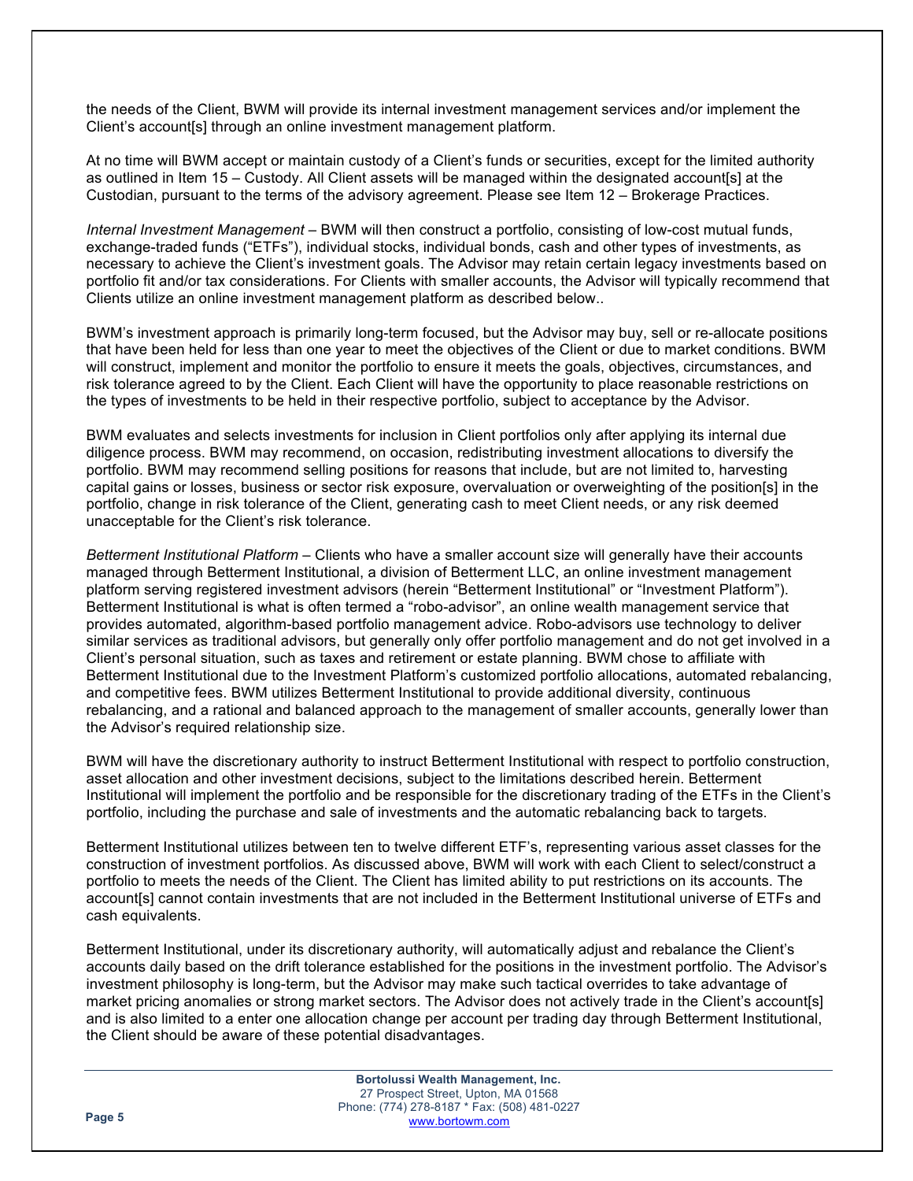the needs of the Client, BWM will provide its internal investment management services and/or implement the Client's account[s] through an online investment management platform.

At no time will BWM accept or maintain custody of a Client's funds or securities, except for the limited authority as outlined in Item 15 – Custody. All Client assets will be managed within the designated account[s] at the Custodian, pursuant to the terms of the advisory agreement. Please see Item 12 – Brokerage Practices.

*Internal Investment Management* – BWM will then construct a portfolio, consisting of low-cost mutual funds, exchange-traded funds ("ETFs"), individual stocks, individual bonds, cash and other types of investments, as necessary to achieve the Client's investment goals. The Advisor may retain certain legacy investments based on portfolio fit and/or tax considerations. For Clients with smaller accounts, the Advisor will typically recommend that Clients utilize an online investment management platform as described below..

BWM's investment approach is primarily long-term focused, but the Advisor may buy, sell or re-allocate positions that have been held for less than one year to meet the objectives of the Client or due to market conditions. BWM will construct, implement and monitor the portfolio to ensure it meets the goals, objectives, circumstances, and risk tolerance agreed to by the Client. Each Client will have the opportunity to place reasonable restrictions on the types of investments to be held in their respective portfolio, subject to acceptance by the Advisor.

BWM evaluates and selects investments for inclusion in Client portfolios only after applying its internal due diligence process. BWM may recommend, on occasion, redistributing investment allocations to diversify the portfolio. BWM may recommend selling positions for reasons that include, but are not limited to, harvesting capital gains or losses, business or sector risk exposure, overvaluation or overweighting of the position[s] in the portfolio, change in risk tolerance of the Client, generating cash to meet Client needs, or any risk deemed unacceptable for the Client's risk tolerance.

*Betterment Institutional Platform* – Clients who have a smaller account size will generally have their accounts managed through Betterment Institutional, a division of Betterment LLC, an online investment management platform serving registered investment advisors (herein "Betterment Institutional" or "Investment Platform"). Betterment Institutional is what is often termed a "robo-advisor", an online wealth management service that provides automated, algorithm-based portfolio management advice. Robo-advisors use technology to deliver similar services as traditional advisors, but generally only offer portfolio management and do not get involved in a Client's personal situation, such as taxes and retirement or estate planning. BWM chose to affiliate with Betterment Institutional due to the Investment Platform's customized portfolio allocations, automated rebalancing, and competitive fees. BWM utilizes Betterment Institutional to provide additional diversity, continuous rebalancing, and a rational and balanced approach to the management of smaller accounts, generally lower than the Advisor's required relationship size.

BWM will have the discretionary authority to instruct Betterment Institutional with respect to portfolio construction, asset allocation and other investment decisions, subject to the limitations described herein. Betterment Institutional will implement the portfolio and be responsible for the discretionary trading of the ETFs in the Client's portfolio, including the purchase and sale of investments and the automatic rebalancing back to targets.

Betterment Institutional utilizes between ten to twelve different ETF's, representing various asset classes for the construction of investment portfolios. As discussed above, BWM will work with each Client to select/construct a portfolio to meets the needs of the Client. The Client has limited ability to put restrictions on its accounts. The account[s] cannot contain investments that are not included in the Betterment Institutional universe of ETFs and cash equivalents.

Betterment Institutional, under its discretionary authority, will automatically adjust and rebalance the Client's accounts daily based on the drift tolerance established for the positions in the investment portfolio. The Advisor's investment philosophy is long-term, but the Advisor may make such tactical overrides to take advantage of market pricing anomalies or strong market sectors. The Advisor does not actively trade in the Client's account[s] and is also limited to a enter one allocation change per account per trading day through Betterment Institutional, the Client should be aware of these potential disadvantages.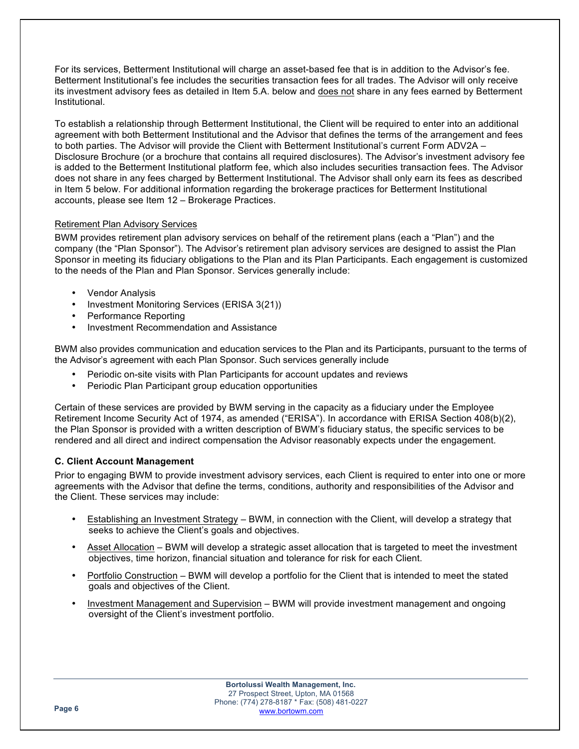For its services, Betterment Institutional will charge an asset-based fee that is in addition to the Advisor's fee. Betterment Institutional's fee includes the securities transaction fees for all trades. The Advisor will only receive its investment advisory fees as detailed in Item 5.A. below and does not share in any fees earned by Betterment Institutional.

To establish a relationship through Betterment Institutional, the Client will be required to enter into an additional agreement with both Betterment Institutional and the Advisor that defines the terms of the arrangement and fees to both parties. The Advisor will provide the Client with Betterment Institutional's current Form ADV2A – Disclosure Brochure (or a brochure that contains all required disclosures). The Advisor's investment advisory fee is added to the Betterment Institutional platform fee, which also includes securities transaction fees. The Advisor does not share in any fees charged by Betterment Institutional. The Advisor shall only earn its fees as described in Item 5 below. For additional information regarding the brokerage practices for Betterment Institutional accounts, please see Item 12 – Brokerage Practices.

Retirement Plan Advisory Services

BWM provides retirement plan advisory services on behalf of the retirement plans (each a "Plan") and the company (the "Plan Sponsor"). The Advisor's retirement plan advisory services are designed to assist the Plan Sponsor in meeting its fiduciary obligations to the Plan and its Plan Participants. Each engagement is customized to the needs of the Plan and Plan Sponsor. Services generally include:

- Vendor Analysis
- Investment Monitoring Services (ERISA 3(21))
- Performance Reporting
- Investment Recommendation and Assistance

BWM also provides communication and education services to the Plan and its Participants, pursuant to the terms of the Advisor's agreement with each Plan Sponsor. Such services generally include

- Periodic on-site visits with Plan Participants for account updates and reviews
- Periodic Plan Participant group education opportunities

Certain of these services are provided by BWM serving in the capacity as a fiduciary under the Employee Retirement Income Security Act of 1974, as amended ("ERISA"). In accordance with ERISA Section 408(b)(2), the Plan Sponsor is provided with a written description of BWM's fiduciary status, the specific services to be rendered and all direct and indirect compensation the Advisor reasonably expects under the engagement.

**C. Client Account Management**

Prior to engaging BWM to provide investment advisory services, each Client is required to enter into one or more agreements with the Advisor that define the terms, conditions, authority and responsibilities of the Advisor and the Client. These services may include:

- Establishing an Investment Strategy – BWM, in connection with the Client, will develop a strategy that seeks to achieve the Client's goals and objectives.
- Asset Allocation – BWM will develop a strategic asset allocation that is targeted to meet the investment objectives, time horizon, financial situation and tolerance for risk for each Client.
- Portfolio Construction – BWM will develop a portfolio for the Client that is intended to meet the stated goals and objectives of the Client.
- Investment Management and Supervision – BWM will provide investment management and ongoing oversight of the Client's investment portfolio.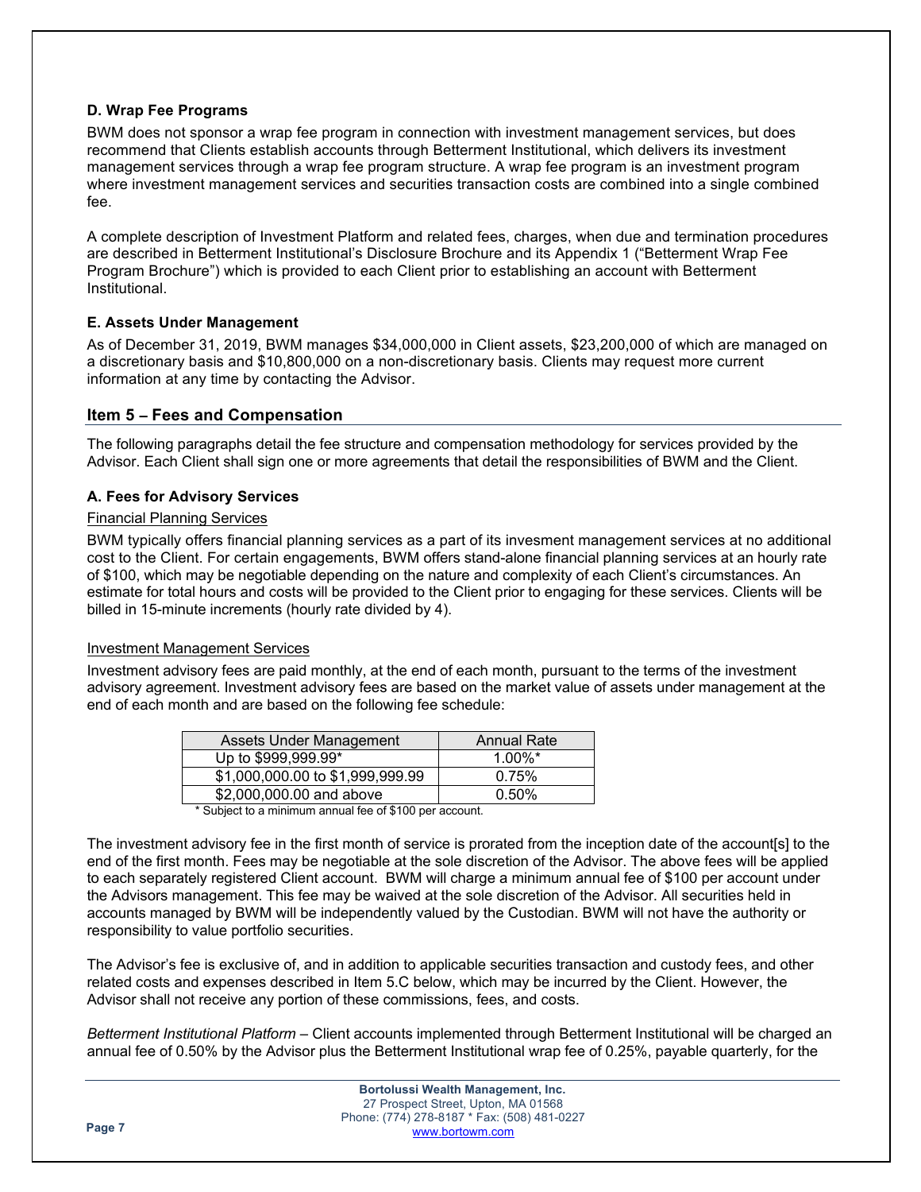### D. Wrap Fee Programs

BWM does not sponsor a wrap fee program in connection with investment management services, but does recommend that Clients establish accounts through Betterment Institutional, which delivers its investment management services through a wrap fee program structure. A wrap fee program is an investment program where investment management services and securities transaction costs are combined into a single combined fee.

A complete description of Investment Platform and related fees, charges, when due and termination procedures are described in Betterment Institutional's Disclosure Brochure and its Appendix 1 ("Betterment Wrap Fee Program Brochure") which is provided to each Client prior to establishing an account with Betterment Institutional.

### E. Assets Under Management

As of December 31, 2019, BWM manages $34,000,000 in Client assets, $23,200,000 of which are managed on a discretionary basis and $10,800,000 on a non-discretionary basis. Clients may request more current information at any time by contacting the Advisor.

## Item 5 – Fees and Compensation

The following paragraphs detail the fee structure and compensation methodology for services provided by the Advisor. Each Client shall sign one or more agreements that detail the responsibilities of BWM and the Client.

### A. Fees for Advisory Services

Financial Planning Services

BWM typically offers financial planning services as a part of its invesment management services at no additional cost to the Client. For certain engagements, BWM offers stand-alone financial planning services at an hourly rate of $100, which may be negotiable depending on the nature and complexity of each Client's circumstances. An estimate for total hours and costs will be provided to the Client prior to engaging for these services. Clients will be billed in 15-minute increments (hourly rate divided by 4).

Investment Management Services

Investment advisory fees are paid monthly, at the end of each month, pursuant to the terms of the investment advisory agreement. Investment advisory fees are based on the market value of assets under management at the end of each month and are based on the following fee schedule:

| Assets Under Management | Annual Rate |
|---|---|
| Up to $999,999.99* | 1.00%* |
| $1,000,000.00 to $1,999,999.99 | 0.75% |
| $2,000,000.00 and above | 0.50% |

\* Subject to a minimum annual fee of $100 per account.

The investment advisory fee in the first month of service is prorated from the inception date of the account[s] to the end of the first month. Fees may be negotiable at the sole discretion of the Advisor. The above fees will be applied to each separately registered Client account. BWM will charge a minimum annual fee of $100 per account under the Advisors management. This fee may be waived at the sole discretion of the Advisor. All securities held in accounts managed by BWM will be independently valued by the Custodian. BWM will not have the authority or responsibility to value portfolio securities.

The Advisor's fee is exclusive of, and in addition to applicable securities transaction and custody fees, and other related costs and expenses described in Item 5.C below, which may be incurred by the Client. However, the Advisor shall not receive any portion of these commissions, fees, and costs.

*Betterment Institutional Platform* – Client accounts implemented through Betterment Institutional will be charged an annual fee of 0.50% by the Advisor plus the Betterment Institutional wrap fee of 0.25%, payable quarterly, for the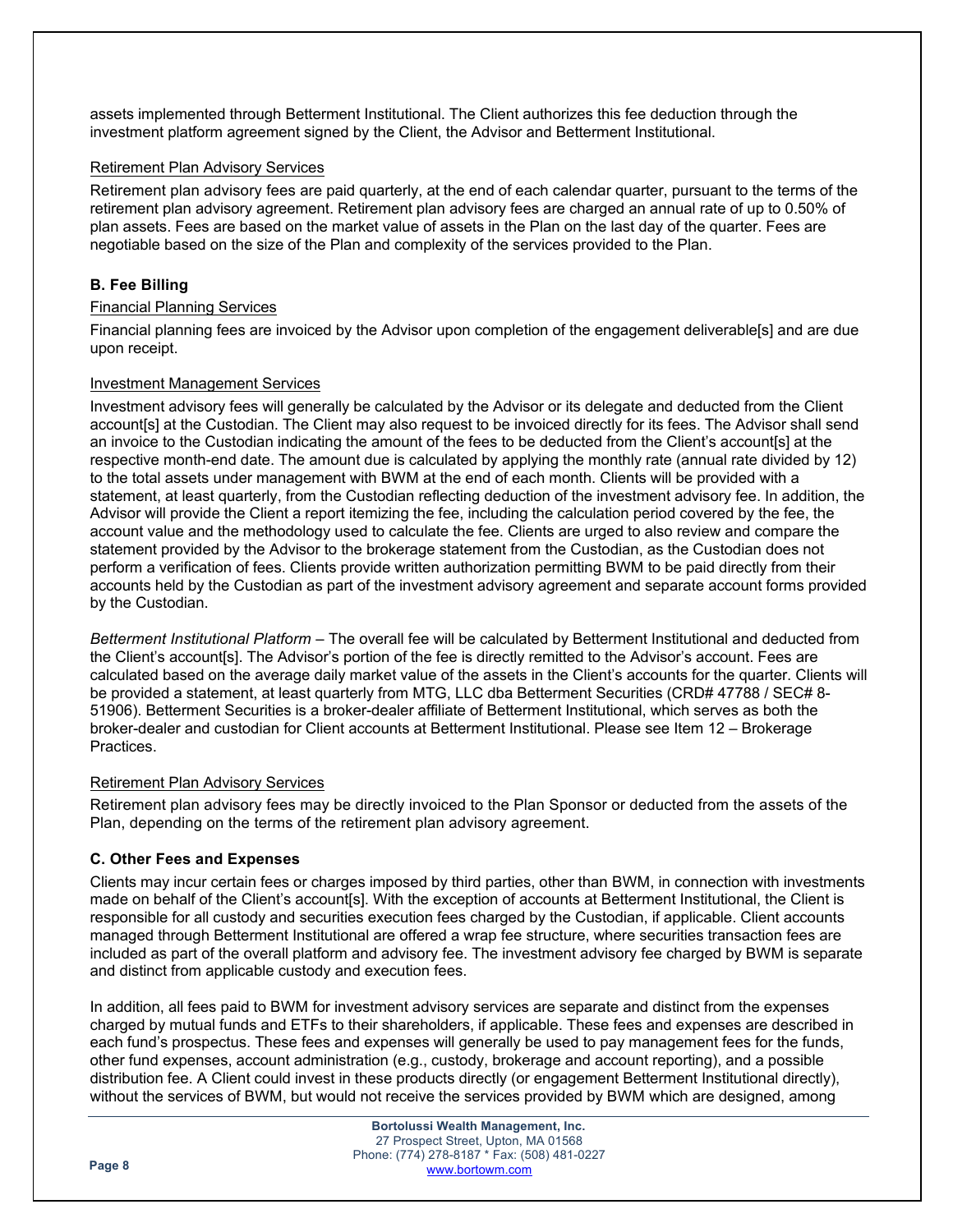assets implemented through Betterment Institutional. The Client authorizes this fee deduction through the investment platform agreement signed by the Client, the Advisor and Betterment Institutional.

Retirement Plan Advisory Services

Retirement plan advisory fees are paid quarterly, at the end of each calendar quarter, pursuant to the terms of the retirement plan advisory agreement. Retirement plan advisory fees are charged an annual rate of up to 0.50% of plan assets. Fees are based on the market value of assets in the Plan on the last day of the quarter. Fees are negotiable based on the size of the Plan and complexity of the services provided to the Plan.

**B. Fee Billing**

Financial Planning Services

Financial planning fees are invoiced by the Advisor upon completion of the engagement deliverable[s] and are due upon receipt.

Investment Management Services

Investment advisory fees will generally be calculated by the Advisor or its delegate and deducted from the Client account[s] at the Custodian. The Client may also request to be invoiced directly for its fees. The Advisor shall send an invoice to the Custodian indicating the amount of the fees to be deducted from the Client's account[s] at the respective month-end date. The amount due is calculated by applying the monthly rate (annual rate divided by 12) to the total assets under management with BWM at the end of each month. Clients will be provided with a statement, at least quarterly, from the Custodian reflecting deduction of the investment advisory fee. In addition, the Advisor will provide the Client a report itemizing the fee, including the calculation period covered by the fee, the account value and the methodology used to calculate the fee. Clients are urged to also review and compare the statement provided by the Advisor to the brokerage statement from the Custodian, as the Custodian does not perform a verification of fees. Clients provide written authorization permitting BWM to be paid directly from their accounts held by the Custodian as part of the investment advisory agreement and separate account forms provided by the Custodian.

*Betterment Institutional Platform* – The overall fee will be calculated by Betterment Institutional and deducted from the Client's account[s]. The Advisor's portion of the fee is directly remitted to the Advisor's account. Fees are calculated based on the average daily market value of the assets in the Client's accounts for the quarter. Clients will be provided a statement, at least quarterly from MTG, LLC dba Betterment Securities (CRD# 47788 / SEC# 8-51906). Betterment Securities is a broker-dealer affiliate of Betterment Institutional, which serves as both the broker-dealer and custodian for Client accounts at Betterment Institutional. Please see Item 12 – Brokerage Practices.

Retirement Plan Advisory Services

Retirement plan advisory fees may be directly invoiced to the Plan Sponsor or deducted from the assets of the Plan, depending on the terms of the retirement plan advisory agreement.

**C. Other Fees and Expenses**

Clients may incur certain fees or charges imposed by third parties, other than BWM, in connection with investments made on behalf of the Client's account[s]. With the exception of accounts at Betterment Institutional, the Client is responsible for all custody and securities execution fees charged by the Custodian, if applicable. Client accounts managed through Betterment Institutional are offered a wrap fee structure, where securities transaction fees are included as part of the overall platform and advisory fee. The investment advisory fee charged by BWM is separate and distinct from applicable custody and execution fees.

In addition, all fees paid to BWM for investment advisory services are separate and distinct from the expenses charged by mutual funds and ETFs to their shareholders, if applicable. These fees and expenses are described in each fund's prospectus. These fees and expenses will generally be used to pay management fees for the funds, other fund expenses, account administration (e.g., custody, brokerage and account reporting), and a possible distribution fee. A Client could invest in these products directly (or engagement Betterment Institutional directly), without the services of BWM, but would not receive the services provided by BWM which are designed, among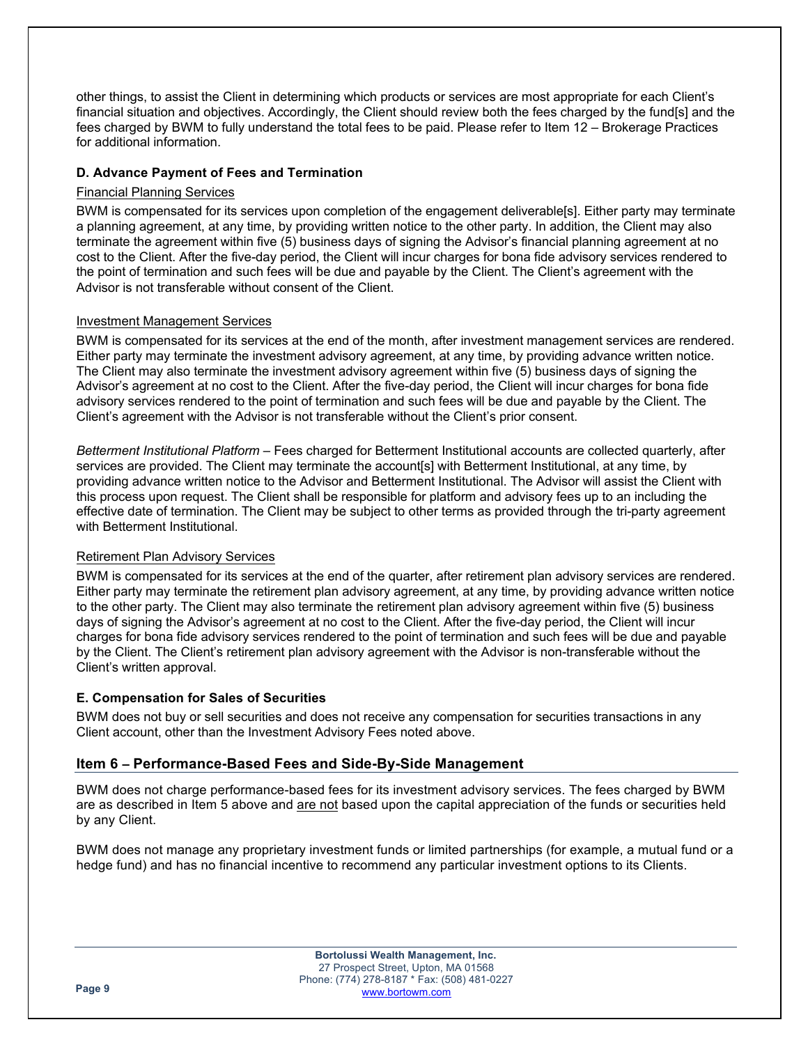other things, to assist the Client in determining which products or services are most appropriate for each Client's financial situation and objectives. Accordingly, the Client should review both the fees charged by the fund[s] and the fees charged by BWM to fully understand the total fees to be paid. Please refer to Item 12 – Brokerage Practices for additional information.

### D. Advance Payment of Fees and Termination

<u>Financial Planning Services</u>

BWM is compensated for its services upon completion of the engagement deliverable[s]. Either party may terminate a planning agreement, at any time, by providing written notice to the other party. In addition, the Client may also terminate the agreement within five (5) business days of signing the Advisor's financial planning agreement at no cost to the Client. After the five-day period, the Client will incur charges for bona fide advisory services rendered to the point of termination and such fees will be due and payable by the Client. The Client's agreement with the Advisor is not transferable without consent of the Client.

<u>Investment Management Services</u>

BWM is compensated for its services at the end of the month, after investment management services are rendered. Either party may terminate the investment advisory agreement, at any time, by providing advance written notice. The Client may also terminate the investment advisory agreement within five (5) business days of signing the Advisor's agreement at no cost to the Client. After the five-day period, the Client will incur charges for bona fide advisory services rendered to the point of termination and such fees will be due and payable by the Client. The Client's agreement with the Advisor is not transferable without the Client's prior consent.

*Betterment Institutional Platform* – Fees charged for Betterment Institutional accounts are collected quarterly, after services are provided. The Client may terminate the account[s] with Betterment Institutional, at any time, by providing advance written notice to the Advisor and Betterment Institutional. The Advisor will assist the Client with this process upon request. The Client shall be responsible for platform and advisory fees up to an including the effective date of termination. The Client may be subject to other terms as provided through the tri-party agreement with Betterment Institutional.

<u>Retirement Plan Advisory Services</u>

BWM is compensated for its services at the end of the quarter, after retirement plan advisory services are rendered. Either party may terminate the retirement plan advisory agreement, at any time, by providing advance written notice to the other party. The Client may also terminate the retirement plan advisory agreement within five (5) business days of signing the Advisor's agreement at no cost to the Client. After the five-day period, the Client will incur charges for bona fide advisory services rendered to the point of termination and such fees will be due and payable by the Client. The Client's retirement plan advisory agreement with the Advisor is non-transferable without the Client's written approval.

### E. Compensation for Sales of Securities

BWM does not buy or sell securities and does not receive any compensation for securities transactions in any Client account, other than the Investment Advisory Fees noted above.

## Item 6 – Performance-Based Fees and Side-By-Side Management

BWM does not charge performance-based fees for its investment advisory services. The fees charged by BWM are as described in Item 5 above and <u>are not</u> based upon the capital appreciation of the funds or securities held by any Client.

BWM does not manage any proprietary investment funds or limited partnerships (for example, a mutual fund or a hedge fund) and has no financial incentive to recommend any particular investment options to its Clients.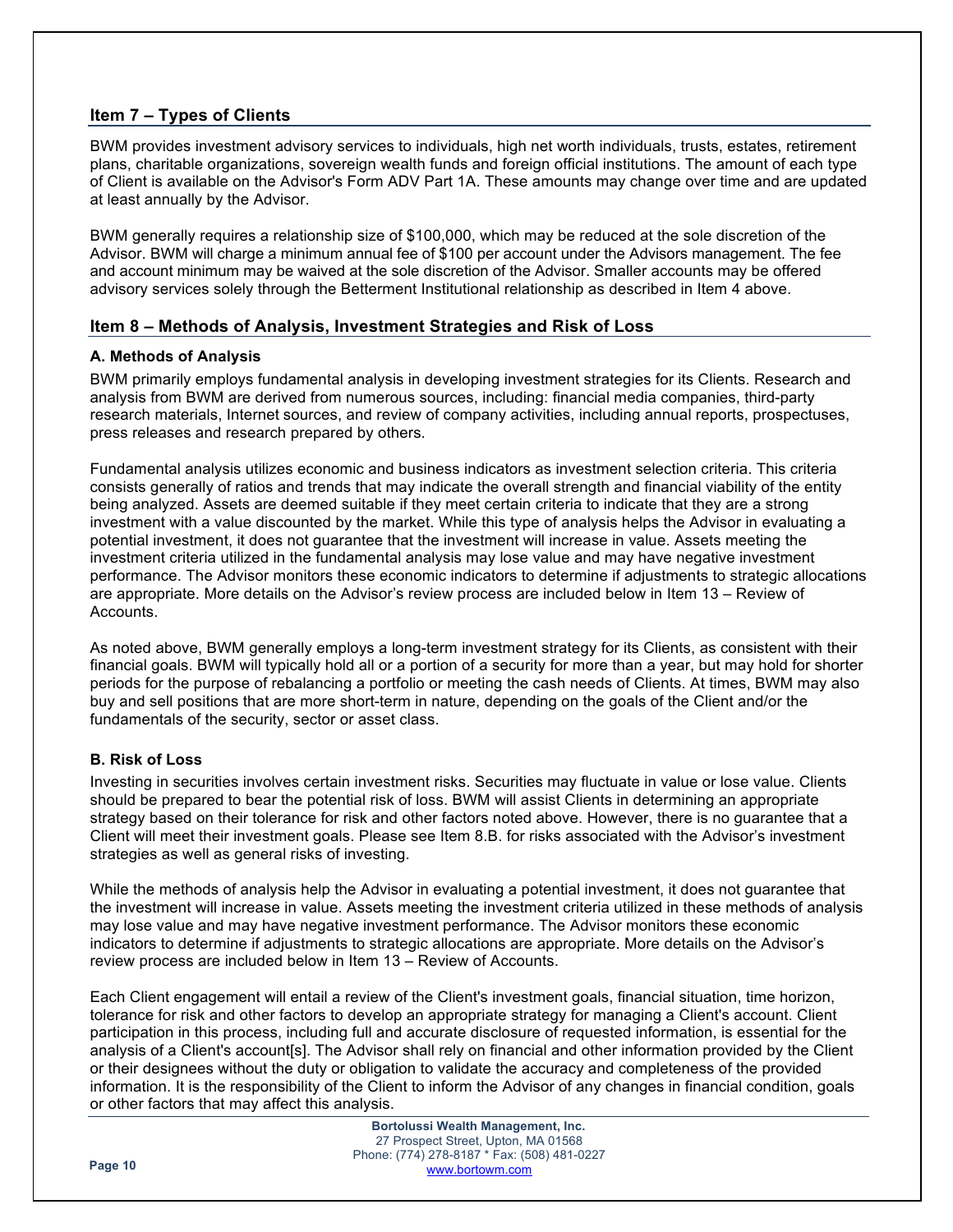## Item 7 – Types of Clients

BWM provides investment advisory services to individuals, high net worth individuals, trusts, estates, retirement plans, charitable organizations, sovereign wealth funds and foreign official institutions. The amount of each type of Client is available on the Advisor's Form ADV Part 1A. These amounts may change over time and are updated at least annually by the Advisor.

BWM generally requires a relationship size of $100,000, which may be reduced at the sole discretion of the Advisor. BWM will charge a minimum annual fee of $100 per account under the Advisors management. The fee and account minimum may be waived at the sole discretion of the Advisor. Smaller accounts may be offered advisory services solely through the Betterment Institutional relationship as described in Item 4 above.

## Item 8 – Methods of Analysis, Investment Strategies and Risk of Loss

### A. Methods of Analysis

BWM primarily employs fundamental analysis in developing investment strategies for its Clients. Research and analysis from BWM are derived from numerous sources, including: financial media companies, third-party research materials, Internet sources, and review of company activities, including annual reports, prospectuses, press releases and research prepared by others.

Fundamental analysis utilizes economic and business indicators as investment selection criteria. This criteria consists generally of ratios and trends that may indicate the overall strength and financial viability of the entity being analyzed. Assets are deemed suitable if they meet certain criteria to indicate that they are a strong investment with a value discounted by the market. While this type of analysis helps the Advisor in evaluating a potential investment, it does not guarantee that the investment will increase in value. Assets meeting the investment criteria utilized in the fundamental analysis may lose value and may have negative investment performance. The Advisor monitors these economic indicators to determine if adjustments to strategic allocations are appropriate. More details on the Advisor's review process are included below in Item 13 – Review of Accounts.

As noted above, BWM generally employs a long-term investment strategy for its Clients, as consistent with their financial goals. BWM will typically hold all or a portion of a security for more than a year, but may hold for shorter periods for the purpose of rebalancing a portfolio or meeting the cash needs of Clients. At times, BWM may also buy and sell positions that are more short-term in nature, depending on the goals of the Client and/or the fundamentals of the security, sector or asset class.

### B. Risk of Loss

Investing in securities involves certain investment risks. Securities may fluctuate in value or lose value. Clients should be prepared to bear the potential risk of loss. BWM will assist Clients in determining an appropriate strategy based on their tolerance for risk and other factors noted above. However, there is no guarantee that a Client will meet their investment goals. Please see Item 8.B. for risks associated with the Advisor's investment strategies as well as general risks of investing.

While the methods of analysis help the Advisor in evaluating a potential investment, it does not guarantee that the investment will increase in value. Assets meeting the investment criteria utilized in these methods of analysis may lose value and may have negative investment performance. The Advisor monitors these economic indicators to determine if adjustments to strategic allocations are appropriate. More details on the Advisor's review process are included below in Item 13 – Review of Accounts.

Each Client engagement will entail a review of the Client's investment goals, financial situation, time horizon, tolerance for risk and other factors to develop an appropriate strategy for managing a Client's account. Client participation in this process, including full and accurate disclosure of requested information, is essential for the analysis of a Client's account[s]. The Advisor shall rely on financial and other information provided by the Client or their designees without the duty or obligation to validate the accuracy and completeness of the provided information. It is the responsibility of the Client to inform the Advisor of any changes in financial condition, goals or other factors that may affect this analysis.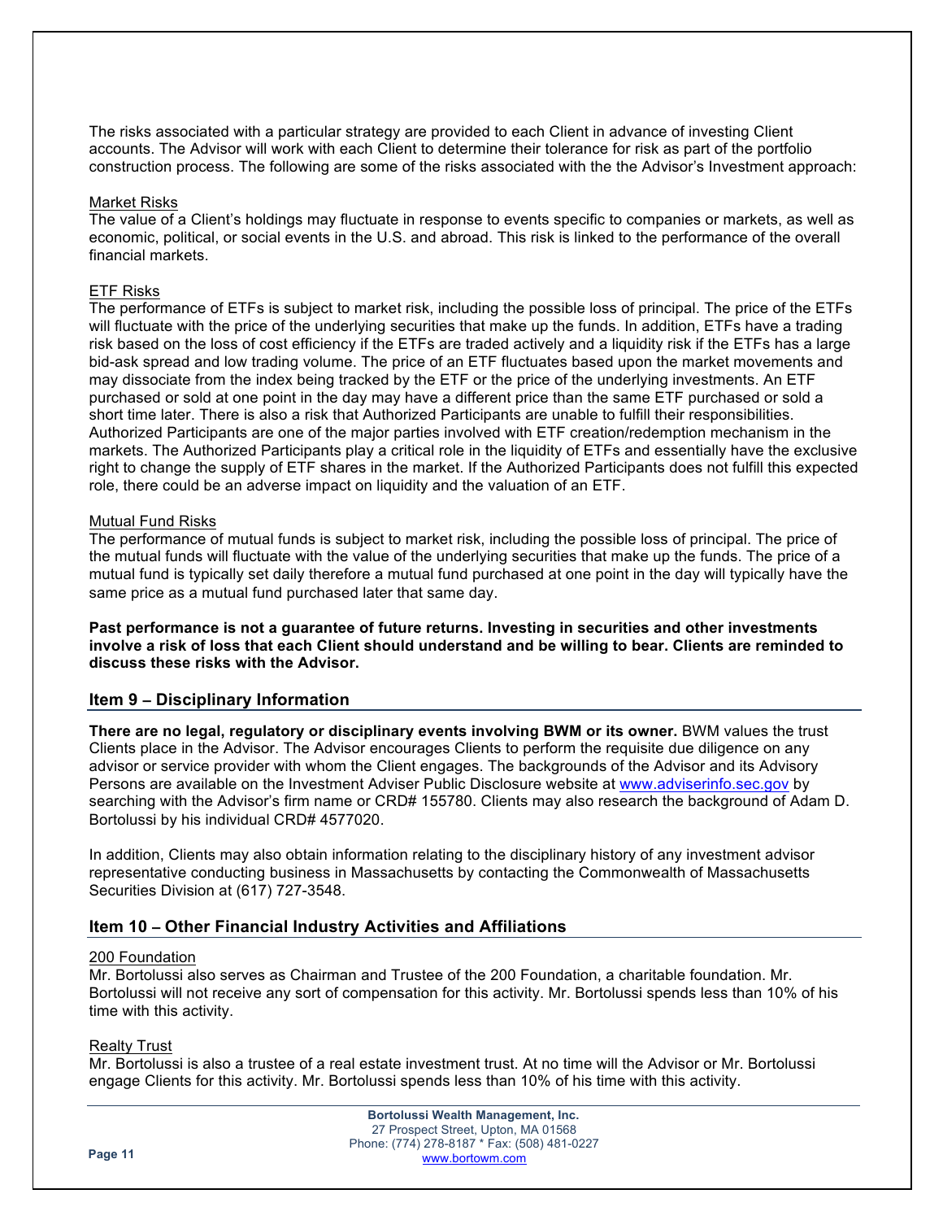The risks associated with a particular strategy are provided to each Client in advance of investing Client accounts. The Advisor will work with each Client to determine their tolerance for risk as part of the portfolio construction process. The following are some of the risks associated with the the Advisor's Investment approach:

Market Risks

The value of a Client's holdings may fluctuate in response to events specific to companies or markets, as well as economic, political, or social events in the U.S. and abroad. This risk is linked to the performance of the overall financial markets.

ETF Risks

The performance of ETFs is subject to market risk, including the possible loss of principal. The price of the ETFs will fluctuate with the price of the underlying securities that make up the funds. In addition, ETFs have a trading risk based on the loss of cost efficiency if the ETFs are traded actively and a liquidity risk if the ETFs has a large bid-ask spread and low trading volume. The price of an ETF fluctuates based upon the market movements and may dissociate from the index being tracked by the ETF or the price of the underlying investments. An ETF purchased or sold at one point in the day may have a different price than the same ETF purchased or sold a short time later. There is also a risk that Authorized Participants are unable to fulfill their responsibilities. Authorized Participants are one of the major parties involved with ETF creation/redemption mechanism in the markets. The Authorized Participants play a critical role in the liquidity of ETFs and essentially have the exclusive right to change the supply of ETF shares in the market. If the Authorized Participants does not fulfill this expected role, there could be an adverse impact on liquidity and the valuation of an ETF.

Mutual Fund Risks

The performance of mutual funds is subject to market risk, including the possible loss of principal. The price of the mutual funds will fluctuate with the value of the underlying securities that make up the funds. The price of a mutual fund is typically set daily therefore a mutual fund purchased at one point in the day will typically have the same price as a mutual fund purchased later that same day.

**Past performance is not a guarantee of future returns. Investing in securities and other investments involve a risk of loss that each Client should understand and be willing to bear. Clients are reminded to discuss these risks with the Advisor.**

## Item 9 – Disciplinary Information

**There are no legal, regulatory or disciplinary events involving BWM or its owner.** BWM values the trust Clients place in the Advisor. The Advisor encourages Clients to perform the requisite due diligence on any advisor or service provider with whom the Client engages. The backgrounds of the Advisor and its Advisory Persons are available on the Investment Adviser Public Disclosure website at www.adviserinfo.sec.gov by searching with the Advisor's firm name or CRD# 155780. Clients may also research the background of Adam D. Bortolussi by his individual CRD# 4577020.

In addition, Clients may also obtain information relating to the disciplinary history of any investment advisor representative conducting business in Massachusetts by contacting the Commonwealth of Massachusetts Securities Division at (617) 727-3548.

## Item 10 – Other Financial Industry Activities and Affiliations

200 Foundation

Mr. Bortolussi also serves as Chairman and Trustee of the 200 Foundation, a charitable foundation. Mr. Bortolussi will not receive any sort of compensation for this activity. Mr. Bortolussi spends less than 10% of his time with this activity.

Realty Trust

Mr. Bortolussi is also a trustee of a real estate investment trust. At no time will the Advisor or Mr. Bortolussi engage Clients for this activity. Mr. Bortolussi spends less than 10% of his time with this activity.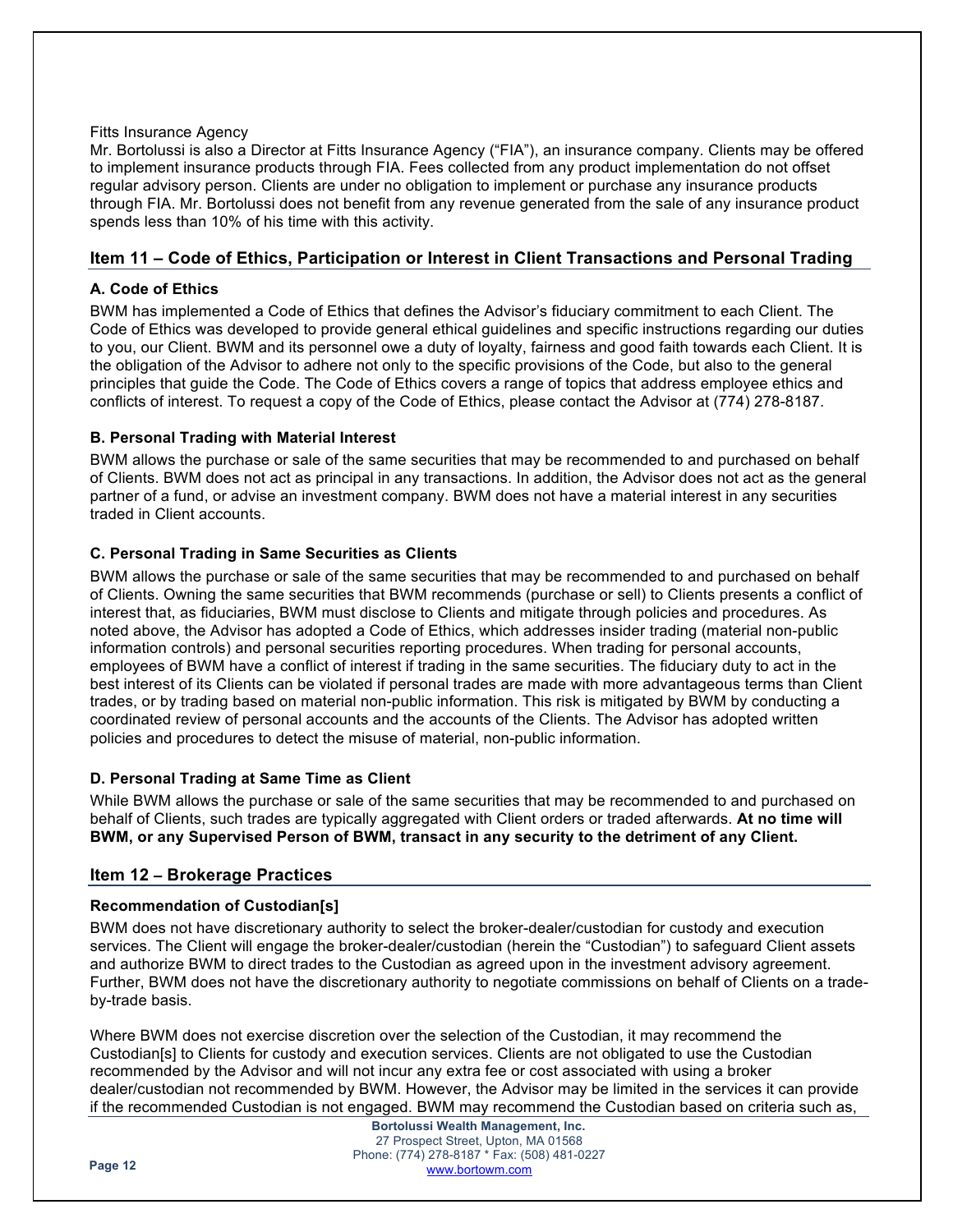Fitts Insurance Agency

Mr. Bortolussi is also a Director at Fitts Insurance Agency ("FIA"), an insurance company. Clients may be offered to implement insurance products through FIA. Fees collected from any product implementation do not offset regular advisory person. Clients are under no obligation to implement or purchase any insurance products through FIA. Mr. Bortolussi does not benefit from any revenue generated from the sale of any insurance product spends less than 10% of his time with this activity.

## Item 11 – Code of Ethics, Participation or Interest in Client Transactions and Personal Trading

### A. Code of Ethics

BWM has implemented a Code of Ethics that defines the Advisor's fiduciary commitment to each Client. The Code of Ethics was developed to provide general ethical guidelines and specific instructions regarding our duties to you, our Client. BWM and its personnel owe a duty of loyalty, fairness and good faith towards each Client. It is the obligation of the Advisor to adhere not only to the specific provisions of the Code, but also to the general principles that guide the Code. The Code of Ethics covers a range of topics that address employee ethics and conflicts of interest. To request a copy of the Code of Ethics, please contact the Advisor at (774) 278-8187.

### B. Personal Trading with Material Interest

BWM allows the purchase or sale of the same securities that may be recommended to and purchased on behalf of Clients. BWM does not act as principal in any transactions. In addition, the Advisor does not act as the general partner of a fund, or advise an investment company. BWM does not have a material interest in any securities traded in Client accounts.

### C. Personal Trading in Same Securities as Clients

BWM allows the purchase or sale of the same securities that may be recommended to and purchased on behalf of Clients. Owning the same securities that BWM recommends (purchase or sell) to Clients presents a conflict of interest that, as fiduciaries, BWM must disclose to Clients and mitigate through policies and procedures. As noted above, the Advisor has adopted a Code of Ethics, which addresses insider trading (material non-public information controls) and personal securities reporting procedures. When trading for personal accounts, employees of BWM have a conflict of interest if trading in the same securities. The fiduciary duty to act in the best interest of its Clients can be violated if personal trades are made with more advantageous terms than Client trades, or by trading based on material non-public information. This risk is mitigated by BWM by conducting a coordinated review of personal accounts and the accounts of the Clients. The Advisor has adopted written policies and procedures to detect the misuse of material, non-public information.

### D. Personal Trading at Same Time as Client

While BWM allows the purchase or sale of the same securities that may be recommended to and purchased on behalf of Clients, such trades are typically aggregated with Client orders or traded afterwards. **At no time will BWM, or any Supervised Person of BWM, transact in any security to the detriment of any Client.**

## Item 12 – Brokerage Practices

### Recommendation of Custodian[s]

BWM does not have discretionary authority to select the broker-dealer/custodian for custody and execution services. The Client will engage the broker-dealer/custodian (herein the "Custodian") to safeguard Client assets and authorize BWM to direct trades to the Custodian as agreed upon in the investment advisory agreement. Further, BWM does not have the discretionary authority to negotiate commissions on behalf of Clients on a trade-by-trade basis.

Where BWM does not exercise discretion over the selection of the Custodian, it may recommend the Custodian[s] to Clients for custody and execution services. Clients are not obligated to use the Custodian recommended by the Advisor and will not incur any extra fee or cost associated with using a broker dealer/custodian not recommended by BWM. However, the Advisor may be limited in the services it can provide if the recommended Custodian is not engaged. BWM may recommend the Custodian based on criteria such as,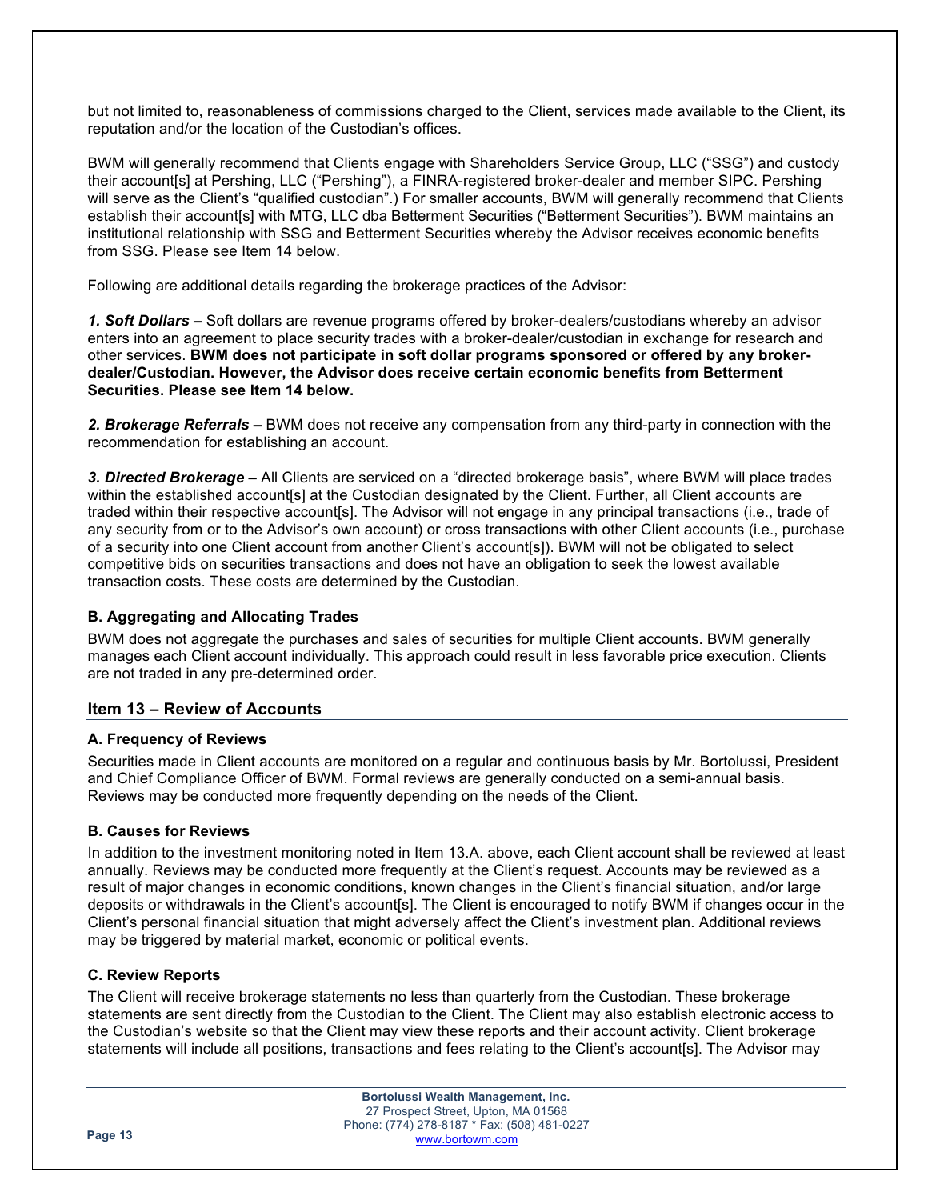but not limited to, reasonableness of commissions charged to the Client, services made available to the Client, its reputation and/or the location of the Custodian's offices.

BWM will generally recommend that Clients engage with Shareholders Service Group, LLC ("SSG") and custody their account[s] at Pershing, LLC ("Pershing"), a FINRA-registered broker-dealer and member SIPC. Pershing will serve as the Client's "qualified custodian".) For smaller accounts, BWM will generally recommend that Clients establish their account[s] with MTG, LLC dba Betterment Securities ("Betterment Securities"). BWM maintains an institutional relationship with SSG and Betterment Securities whereby the Advisor receives economic benefits from SSG. Please see Item 14 below.

Following are additional details regarding the brokerage practices of the Advisor:

***1. Soft Dollars*** **–** Soft dollars are revenue programs offered by broker-dealers/custodians whereby an advisor enters into an agreement to place security trades with a broker-dealer/custodian in exchange for research and other services. **BWM does not participate in soft dollar programs sponsored or offered by any broker-dealer/Custodian. However, the Advisor does receive certain economic benefits from Betterment Securities. Please see Item 14 below.**

***2. Brokerage Referrals*** **–** BWM does not receive any compensation from any third-party in connection with the recommendation for establishing an account.

***3. Directed Brokerage*** **–** All Clients are serviced on a "directed brokerage basis", where BWM will place trades within the established account[s] at the Custodian designated by the Client. Further, all Client accounts are traded within their respective account[s]. The Advisor will not engage in any principal transactions (i.e., trade of any security from or to the Advisor's own account) or cross transactions with other Client accounts (i.e., purchase of a security into one Client account from another Client's account[s]). BWM will not be obligated to select competitive bids on securities transactions and does not have an obligation to seek the lowest available transaction costs. These costs are determined by the Custodian.

### B. Aggregating and Allocating Trades

BWM does not aggregate the purchases and sales of securities for multiple Client accounts. BWM generally manages each Client account individually. This approach could result in less favorable price execution. Clients are not traded in any pre-determined order.

## Item 13 – Review of Accounts

### A. Frequency of Reviews

Securities made in Client accounts are monitored on a regular and continuous basis by Mr. Bortolussi, President and Chief Compliance Officer of BWM. Formal reviews are generally conducted on a semi-annual basis. Reviews may be conducted more frequently depending on the needs of the Client.

### B. Causes for Reviews

In addition to the investment monitoring noted in Item 13.A. above, each Client account shall be reviewed at least annually. Reviews may be conducted more frequently at the Client's request. Accounts may be reviewed as a result of major changes in economic conditions, known changes in the Client's financial situation, and/or large deposits or withdrawals in the Client's account[s]. The Client is encouraged to notify BWM if changes occur in the Client's personal financial situation that might adversely affect the Client's investment plan. Additional reviews may be triggered by material market, economic or political events.

### C. Review Reports

The Client will receive brokerage statements no less than quarterly from the Custodian. These brokerage statements are sent directly from the Custodian to the Client. The Client may also establish electronic access to the Custodian's website so that the Client may view these reports and their account activity. Client brokerage statements will include all positions, transactions and fees relating to the Client's account[s]. The Advisor may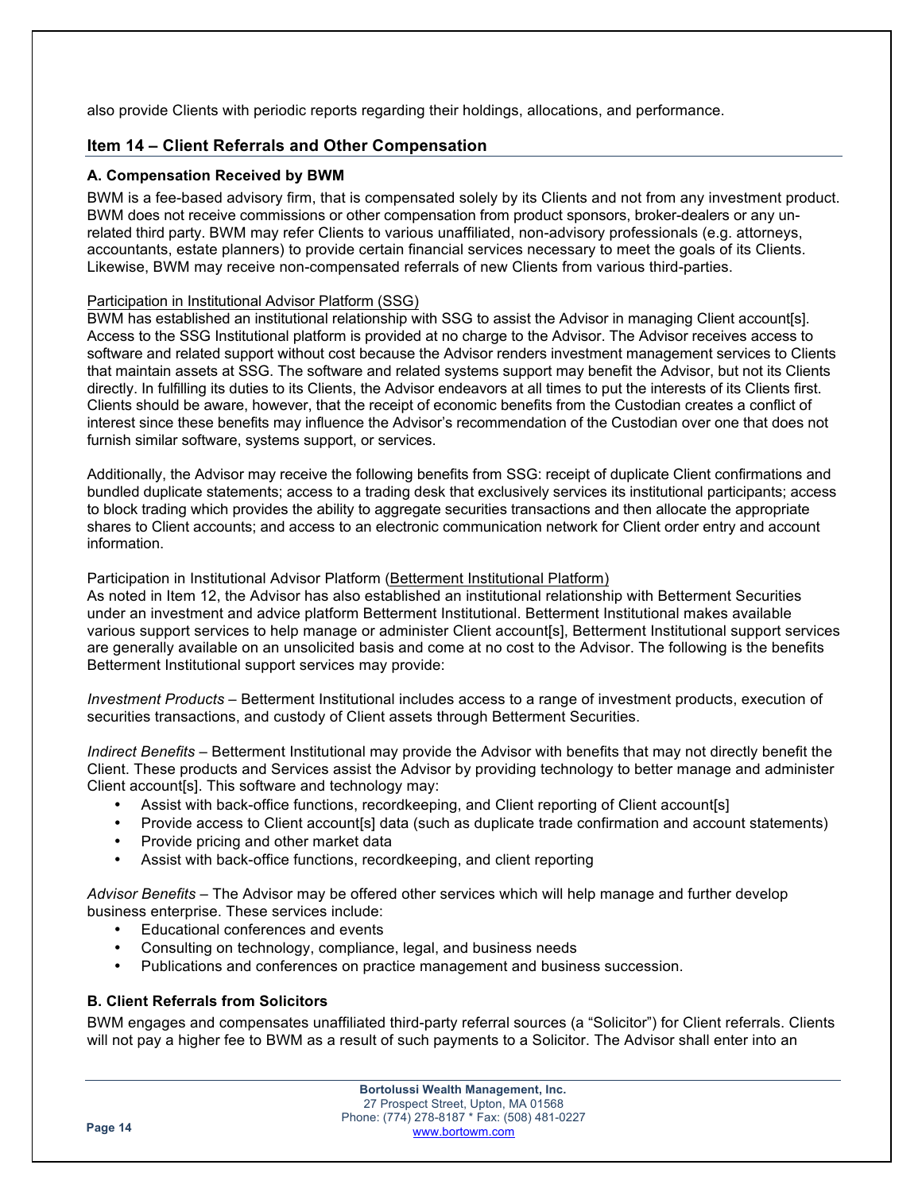also provide Clients with periodic reports regarding their holdings, allocations, and performance.

## Item 14 – Client Referrals and Other Compensation

### A. Compensation Received by BWM

BWM is a fee-based advisory firm, that is compensated solely by its Clients and not from any investment product. BWM does not receive commissions or other compensation from product sponsors, broker-dealers or any un-related third party. BWM may refer Clients to various unaffiliated, non-advisory professionals (e.g. attorneys, accountants, estate planners) to provide certain financial services necessary to meet the goals of its Clients. Likewise, BWM may receive non-compensated referrals of new Clients from various third-parties.

Participation in Institutional Advisor Platform (SSG)

BWM has established an institutional relationship with SSG to assist the Advisor in managing Client account[s]. Access to the SSG Institutional platform is provided at no charge to the Advisor. The Advisor receives access to software and related support without cost because the Advisor renders investment management services to Clients that maintain assets at SSG. The software and related systems support may benefit the Advisor, but not its Clients directly. In fulfilling its duties to its Clients, the Advisor endeavors at all times to put the interests of its Clients first. Clients should be aware, however, that the receipt of economic benefits from the Custodian creates a conflict of interest since these benefits may influence the Advisor's recommendation of the Custodian over one that does not furnish similar software, systems support, or services.

Additionally, the Advisor may receive the following benefits from SSG: receipt of duplicate Client confirmations and bundled duplicate statements; access to a trading desk that exclusively services its institutional participants; access to block trading which provides the ability to aggregate securities transactions and then allocate the appropriate shares to Client accounts; and access to an electronic communication network for Client order entry and account information.

Participation in Institutional Advisor Platform (Betterment Institutional Platform)

As noted in Item 12, the Advisor has also established an institutional relationship with Betterment Securities under an investment and advice platform Betterment Institutional. Betterment Institutional makes available various support services to help manage or administer Client account[s], Betterment Institutional support services are generally available on an unsolicited basis and come at no cost to the Advisor. The following is the benefits Betterment Institutional support services may provide:

*Investment Products* – Betterment Institutional includes access to a range of investment products, execution of securities transactions, and custody of Client assets through Betterment Securities.

*Indirect Benefits* – Betterment Institutional may provide the Advisor with benefits that may not directly benefit the Client. These products and Services assist the Advisor by providing technology to better manage and administer Client account[s]. This software and technology may:

- Assist with back-office functions, recordkeeping, and Client reporting of Client account[s]
- Provide access to Client account[s] data (such as duplicate trade confirmation and account statements)
- Provide pricing and other market data
- Assist with back-office functions, recordkeeping, and client reporting

*Advisor Benefits* – The Advisor may be offered other services which will help manage and further develop business enterprise. These services include:

- Educational conferences and events
- Consulting on technology, compliance, legal, and business needs
- Publications and conferences on practice management and business succession.

### B. Client Referrals from Solicitors

BWM engages and compensates unaffiliated third-party referral sources (a "Solicitor") for Client referrals. Clients will not pay a higher fee to BWM as a result of such payments to a Solicitor. The Advisor shall enter into an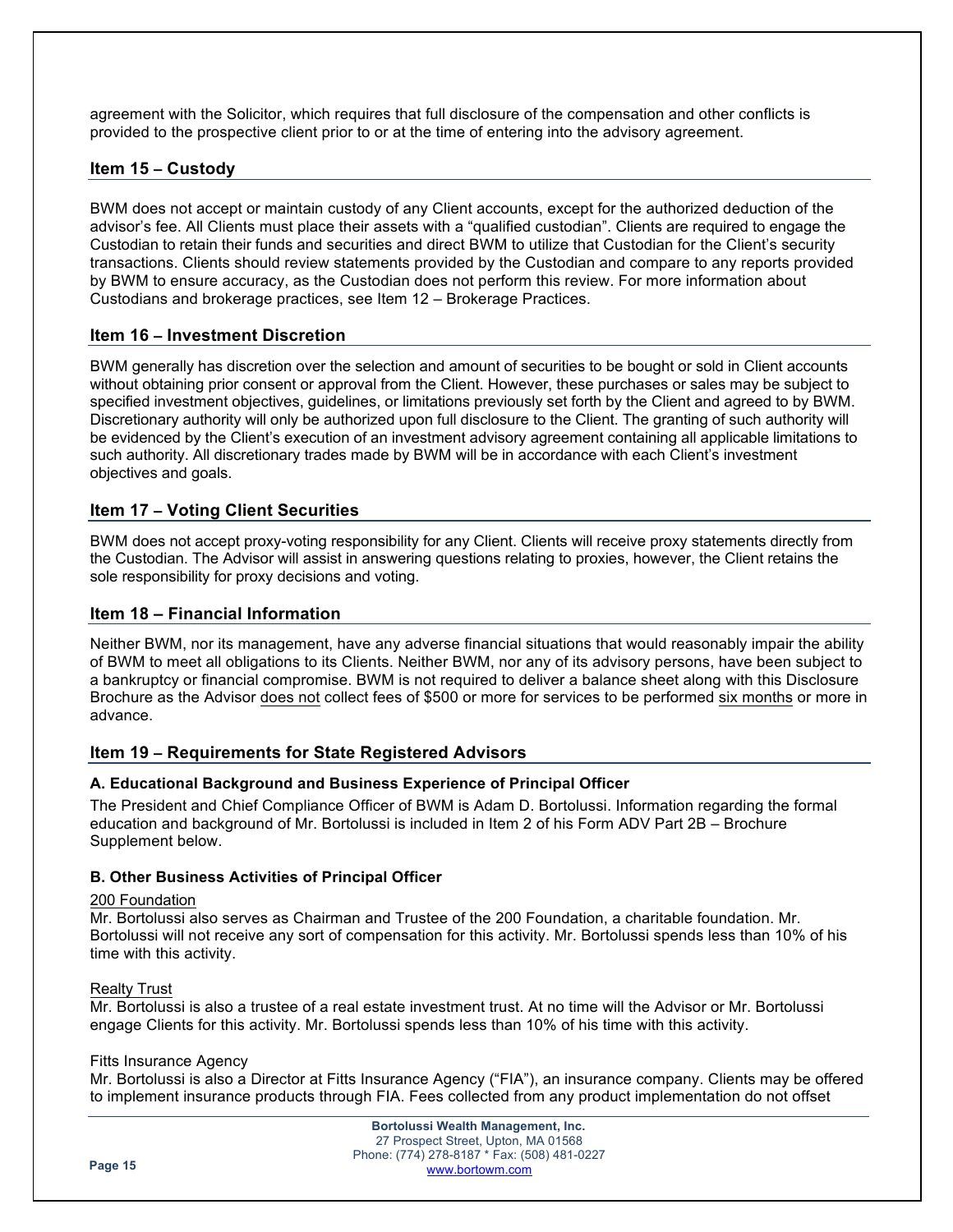agreement with the Solicitor, which requires that full disclosure of the compensation and other conflicts is provided to the prospective client prior to or at the time of entering into the advisory agreement.

## Item 15 – Custody

BWM does not accept or maintain custody of any Client accounts, except for the authorized deduction of the advisor's fee. All Clients must place their assets with a "qualified custodian". Clients are required to engage the Custodian to retain their funds and securities and direct BWM to utilize that Custodian for the Client's security transactions. Clients should review statements provided by the Custodian and compare to any reports provided by BWM to ensure accuracy, as the Custodian does not perform this review. For more information about Custodians and brokerage practices, see Item 12 – Brokerage Practices.

## Item 16 – Investment Discretion

BWM generally has discretion over the selection and amount of securities to be bought or sold in Client accounts without obtaining prior consent or approval from the Client. However, these purchases or sales may be subject to specified investment objectives, guidelines, or limitations previously set forth by the Client and agreed to by BWM. Discretionary authority will only be authorized upon full disclosure to the Client. The granting of such authority will be evidenced by the Client's execution of an investment advisory agreement containing all applicable limitations to such authority. All discretionary trades made by BWM will be in accordance with each Client's investment objectives and goals.

## Item 17 – Voting Client Securities

BWM does not accept proxy-voting responsibility for any Client. Clients will receive proxy statements directly from the Custodian. The Advisor will assist in answering questions relating to proxies, however, the Client retains the sole responsibility for proxy decisions and voting.

## Item 18 – Financial Information

Neither BWM, nor its management, have any adverse financial situations that would reasonably impair the ability of BWM to meet all obligations to its Clients. Neither BWM, nor any of its advisory persons, have been subject to a bankruptcy or financial compromise. BWM is not required to deliver a balance sheet along with this Disclosure Brochure as the Advisor does not collect fees of $500 or more for services to be performed six months or more in advance.

## Item 19 – Requirements for State Registered Advisors

### A. Educational Background and Business Experience of Principal Officer

The President and Chief Compliance Officer of BWM is Adam D. Bortolussi. Information regarding the formal education and background of Mr. Bortolussi is included in Item 2 of his Form ADV Part 2B – Brochure Supplement below.

### B. Other Business Activities of Principal Officer

200 Foundation
Mr. Bortolussi also serves as Chairman and Trustee of the 200 Foundation, a charitable foundation. Mr. Bortolussi will not receive any sort of compensation for this activity. Mr. Bortolussi spends less than 10% of his time with this activity.

Realty Trust
Mr. Bortolussi is also a trustee of a real estate investment trust. At no time will the Advisor or Mr. Bortolussi engage Clients for this activity. Mr. Bortolussi spends less than 10% of his time with this activity.

Fitts Insurance Agency
Mr. Bortolussi is also a Director at Fitts Insurance Agency ("FIA"), an insurance company. Clients may be offered to implement insurance products through FIA. Fees collected from any product implementation do not offset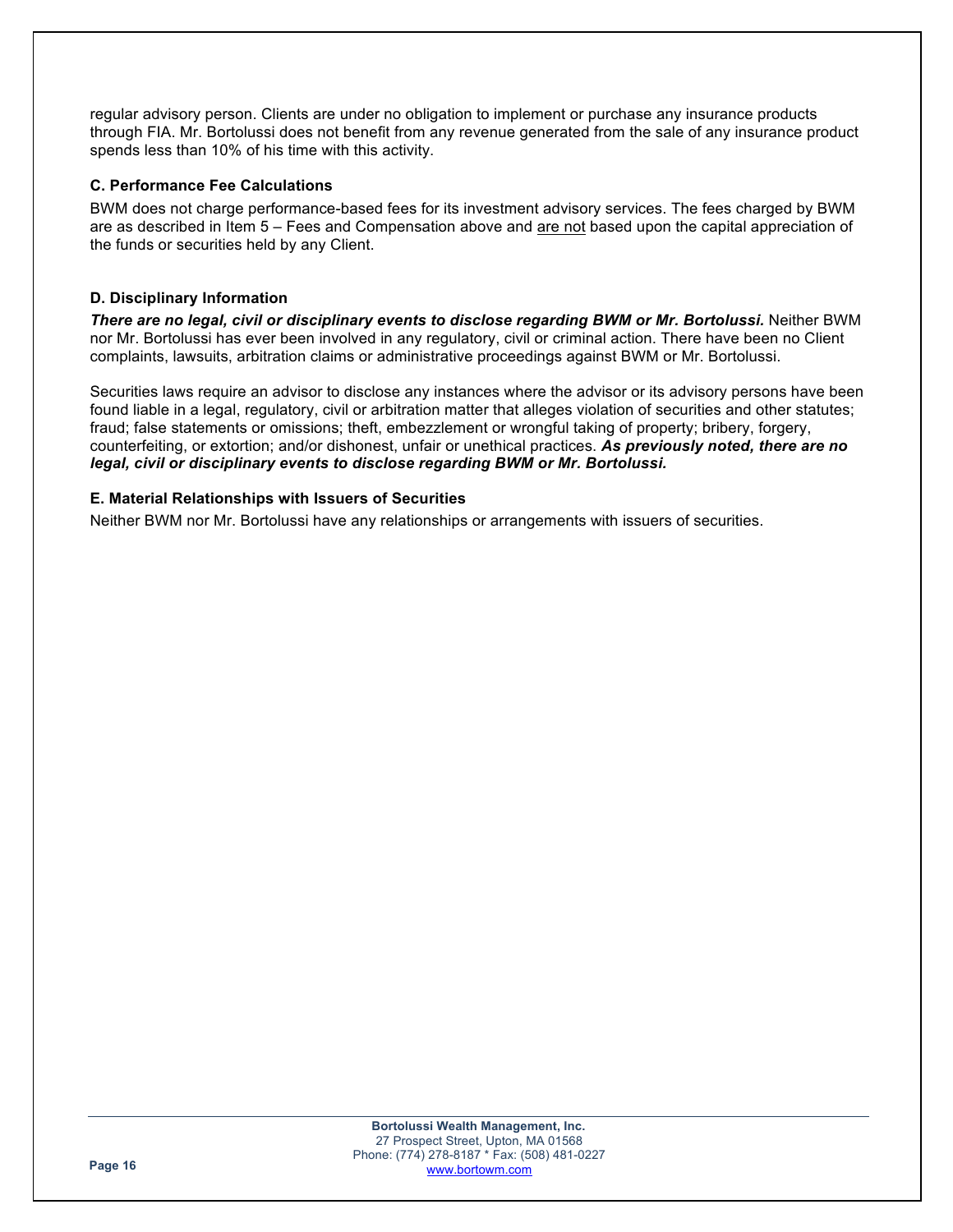regular advisory person. Clients are under no obligation to implement or purchase any insurance products through FIA. Mr. Bortolussi does not benefit from any revenue generated from the sale of any insurance product spends less than 10% of his time with this activity.

### C. Performance Fee Calculations

BWM does not charge performance-based fees for its investment advisory services. The fees charged by BWM are as described in Item 5 – Fees and Compensation above and <u>are not</u> based upon the capital appreciation of the funds or securities held by any Client.

### D. Disciplinary Information

***There are no legal, civil or disciplinary events to disclose regarding BWM or Mr. Bortolussi.*** Neither BWM nor Mr. Bortolussi has ever been involved in any regulatory, civil or criminal action. There have been no Client complaints, lawsuits, arbitration claims or administrative proceedings against BWM or Mr. Bortolussi.

Securities laws require an advisor to disclose any instances where the advisor or its advisory persons have been found liable in a legal, regulatory, civil or arbitration matter that alleges violation of securities and other statutes; fraud; false statements or omissions; theft, embezzlement or wrongful taking of property; bribery, forgery, counterfeiting, or extortion; and/or dishonest, unfair or unethical practices. ***As previously noted, there are no legal, civil or disciplinary events to disclose regarding BWM or Mr. Bortolussi.***

### E. Material Relationships with Issuers of Securities

Neither BWM nor Mr. Bortolussi have any relationships or arrangements with issuers of securities.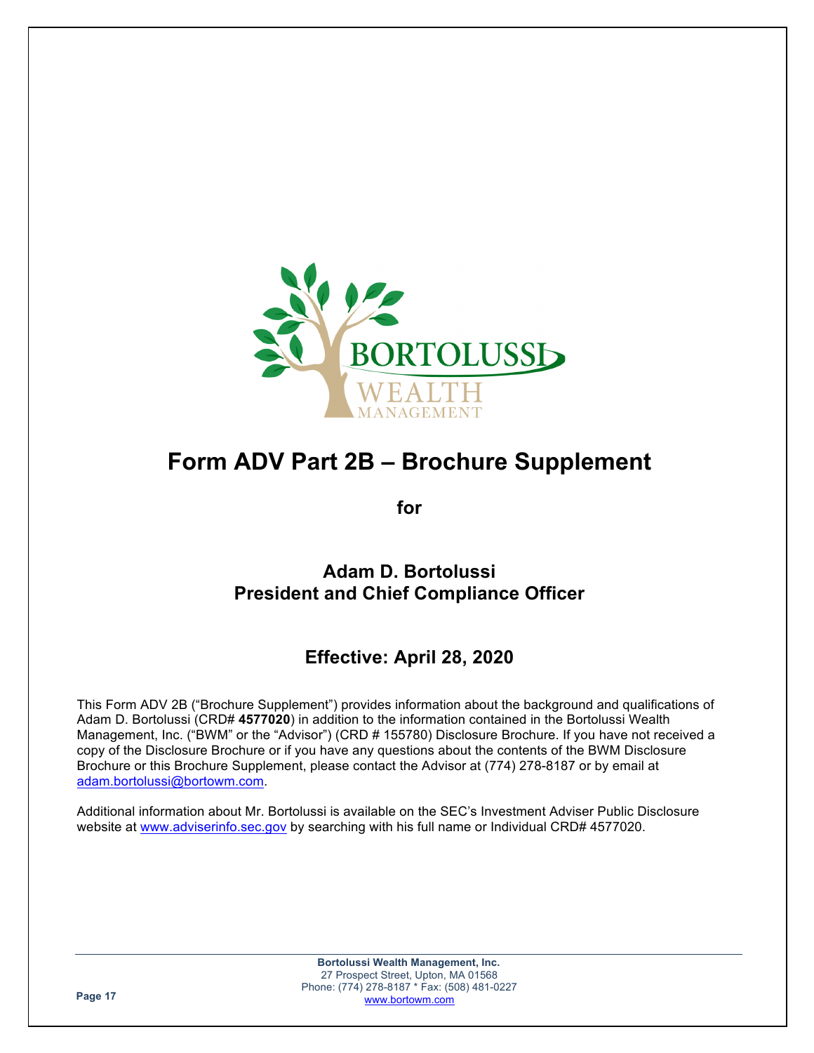# Form ADV Part 2B – Brochure Supplement

**for**

**Adam D. Bortolussi**
**President and Chief Compliance Officer**

## Effective: April 28, 2020

This Form ADV 2B ("Brochure Supplement") provides information about the background and qualifications of Adam D. Bortolussi (CRD# **4577020**) in addition to the information contained in the Bortolussi Wealth Management, Inc. ("BWM" or the "Advisor") (CRD # 155780) Disclosure Brochure. If you have not received a copy of the Disclosure Brochure or if you have any questions about the contents of the BWM Disclosure Brochure or this Brochure Supplement, please contact the Advisor at (774) 278-8187 or by email at adam.bortolussi@bortowm.com.

Additional information about Mr. Bortolussi is available on the SEC's Investment Adviser Public Disclosure website at www.adviserinfo.sec.gov by searching with his full name or Individual CRD# 4577020.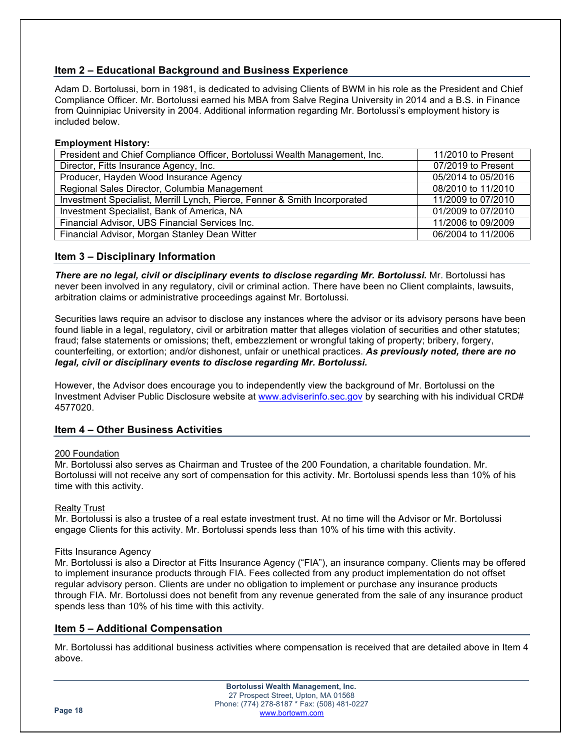## Item 2 – Educational Background and Business Experience

Adam D. Bortolussi, born in 1981, is dedicated to advising Clients of BWM in his role as the President and Chief Compliance Officer. Mr. Bortolussi earned his MBA from Salve Regina University in 2014 and a B.S. in Finance from Quinnipiac University in 2004. Additional information regarding Mr. Bortolussi's employment history is included below.

**Employment History:**

| | |
|---|---|
| President and Chief Compliance Officer, Bortolussi Wealth Management, Inc. | 11/2010 to Present |
| Director, Fitts Insurance Agency, Inc. | 07/2019 to Present |
| Producer, Hayden Wood Insurance Agency | 05/2014 to 05/2016 |
| Regional Sales Director, Columbia Management | 08/2010 to 11/2010 |
| Investment Specialist, Merrill Lynch, Pierce, Fenner & Smith Incorporated | 11/2009 to 07/2010 |
| Investment Specialist, Bank of America, NA | 01/2009 to 07/2010 |
| Financial Advisor, UBS Financial Services Inc. | 11/2006 to 09/2009 |
| Financial Advisor, Morgan Stanley Dean Witter | 06/2004 to 11/2006 |

## Item 3 – Disciplinary Information

***There are no legal, civil or disciplinary events to disclose regarding Mr. Bortolussi.*** Mr. Bortolussi has never been involved in any regulatory, civil or criminal action. There have been no Client complaints, lawsuits, arbitration claims or administrative proceedings against Mr. Bortolussi.

Securities laws require an advisor to disclose any instances where the advisor or its advisory persons have been found liable in a legal, regulatory, civil or arbitration matter that alleges violation of securities and other statutes; fraud; false statements or omissions; theft, embezzlement or wrongful taking of property; bribery, forgery, counterfeiting, or extortion; and/or dishonest, unfair or unethical practices. ***As previously noted, there are no legal, civil or disciplinary events to disclose regarding Mr. Bortolussi.***

However, the Advisor does encourage you to independently view the background of Mr. Bortolussi on the Investment Adviser Public Disclosure website at www.adviserinfo.sec.gov by searching with his individual CRD# 4577020.

## Item 4 – Other Business Activities

200 Foundation

Mr. Bortolussi also serves as Chairman and Trustee of the 200 Foundation, a charitable foundation. Mr. Bortolussi will not receive any sort of compensation for this activity. Mr. Bortolussi spends less than 10% of his time with this activity.

Realty Trust

Mr. Bortolussi is also a trustee of a real estate investment trust. At no time will the Advisor or Mr. Bortolussi engage Clients for this activity. Mr. Bortolussi spends less than 10% of his time with this activity.

Fitts Insurance Agency

Mr. Bortolussi is also a Director at Fitts Insurance Agency ("FIA"), an insurance company. Clients may be offered to implement insurance products through FIA. Fees collected from any product implementation do not offset regular advisory person. Clients are under no obligation to implement or purchase any insurance products through FIA. Mr. Bortolussi does not benefit from any revenue generated from the sale of any insurance product spends less than 10% of his time with this activity.

## Item 5 – Additional Compensation

Mr. Bortolussi has additional business activities where compensation is received that are detailed above in Item 4 above.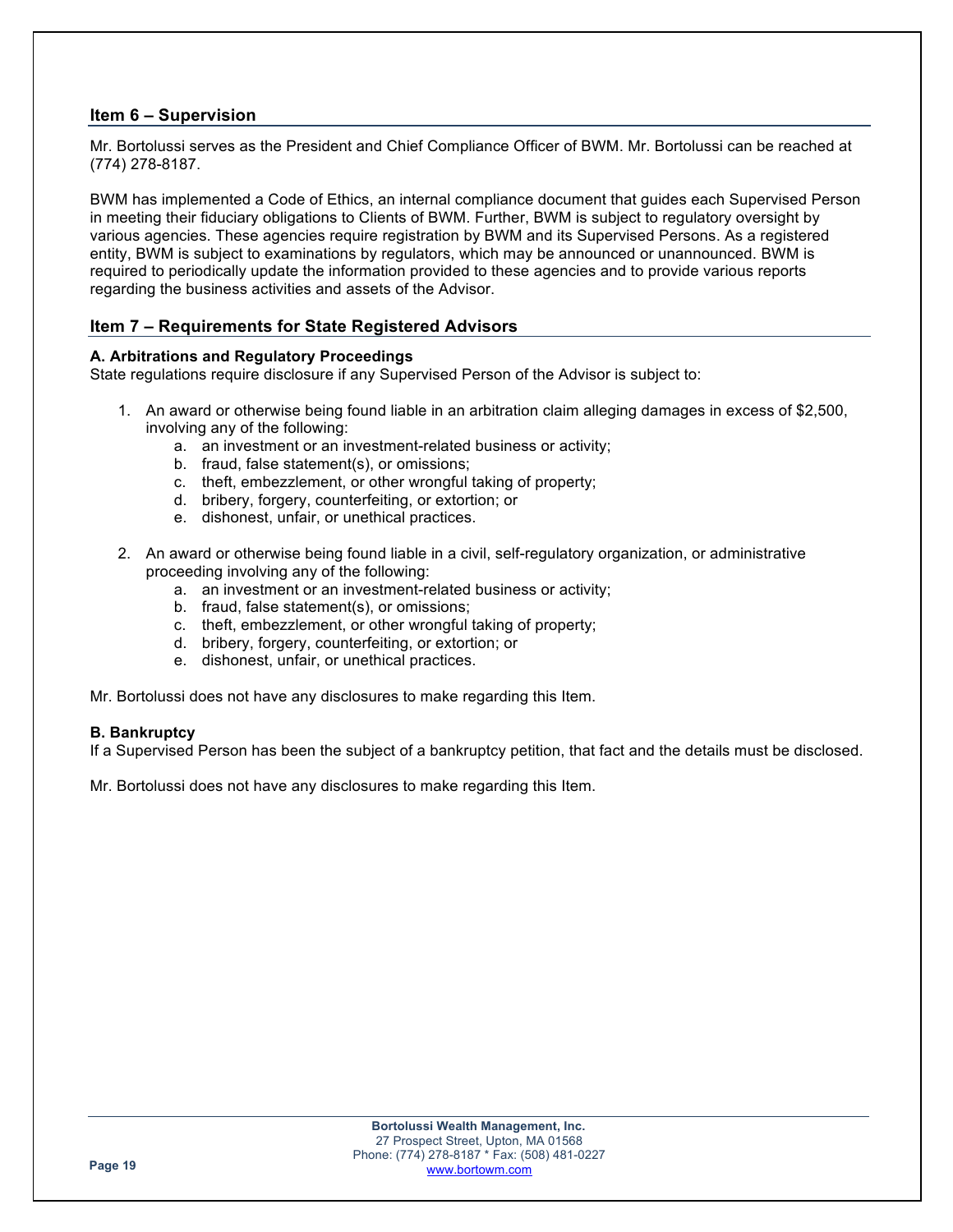## Item 6 – Supervision

Mr. Bortolussi serves as the President and Chief Compliance Officer of BWM. Mr. Bortolussi can be reached at (774) 278-8187.

BWM has implemented a Code of Ethics, an internal compliance document that guides each Supervised Person in meeting their fiduciary obligations to Clients of BWM. Further, BWM is subject to regulatory oversight by various agencies. These agencies require registration by BWM and its Supervised Persons. As a registered entity, BWM is subject to examinations by regulators, which may be announced or unannounced. BWM is required to periodically update the information provided to these agencies and to provide various reports regarding the business activities and assets of the Advisor.

## Item 7 – Requirements for State Registered Advisors

### A. Arbitrations and Regulatory Proceedings

State regulations require disclosure if any Supervised Person of the Advisor is subject to:

1. An award or otherwise being found liable in an arbitration claim alleging damages in excess of $2,500, involving any of the following:
   a. an investment or an investment-related business or activity;
   b. fraud, false statement(s), or omissions;
   c. theft, embezzlement, or other wrongful taking of property;
   d. bribery, forgery, counterfeiting, or extortion; or
   e. dishonest, unfair, or unethical practices.

2. An award or otherwise being found liable in a civil, self-regulatory organization, or administrative proceeding involving any of the following:
   a. an investment or an investment-related business or activity;
   b. fraud, false statement(s), or omissions;
   c. theft, embezzlement, or other wrongful taking of property;
   d. bribery, forgery, counterfeiting, or extortion; or
   e. dishonest, unfair, or unethical practices.

Mr. Bortolussi does not have any disclosures to make regarding this Item.

### B. Bankruptcy

If a Supervised Person has been the subject of a bankruptcy petition, that fact and the details must be disclosed.

Mr. Bortolussi does not have any disclosures to make regarding this Item.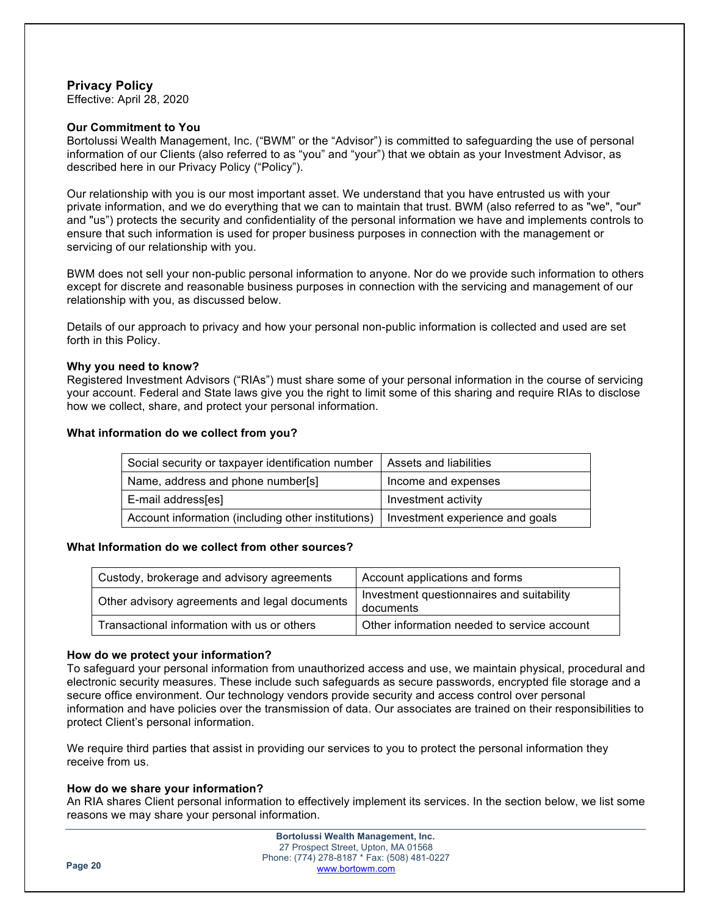## Privacy Policy

Effective: April 28, 2020

### Our Commitment to You

Bortolussi Wealth Management, Inc. ("BWM" or the "Advisor") is committed to safeguarding the use of personal information of our Clients (also referred to as "you" and "your") that we obtain as your Investment Advisor, as described here in our Privacy Policy ("Policy").

Our relationship with you is our most important asset. We understand that you have entrusted us with your private information, and we do everything that we can to maintain that trust. BWM (also referred to as "we", "our" and "us") protects the security and confidentiality of the personal information we have and implements controls to ensure that such information is used for proper business purposes in connection with the management or servicing of our relationship with you.

BWM does not sell your non-public personal information to anyone. Nor do we provide such information to others except for discrete and reasonable business purposes in connection with the servicing and management of our relationship with you, as discussed below.

Details of our approach to privacy and how your personal non-public information is collected and used are set forth in this Policy.

### Why you need to know?

Registered Investment Advisors ("RIAs") must share some of your personal information in the course of servicing your account. Federal and State laws give you the right to limit some of this sharing and require RIAs to disclose how we collect, share, and protect your personal information.

### What information do we collect from you?

| | |
|---|---|
| Social security or taxpayer identification number | Assets and liabilities |
| Name, address and phone number[s] | Income and expenses |
| E-mail address[es] | Investment activity |
| Account information (including other institutions) | Investment experience and goals |

### What Information do we collect from other sources?

| | |
|---|---|
| Custody, brokerage and advisory agreements | Account applications and forms |
| Other advisory agreements and legal documents | Investment questionnaires and suitability documents |
| Transactional information with us or others | Other information needed to service account |

### How do we protect your information?

To safeguard your personal information from unauthorized access and use, we maintain physical, procedural and electronic security measures. These include such safeguards as secure passwords, encrypted file storage and a secure office environment. Our technology vendors provide security and access control over personal information and have policies over the transmission of data. Our associates are trained on their responsibilities to protect Client's personal information.

We require third parties that assist in providing our services to you to protect the personal information they receive from us.

### How do we share your information?

An RIA shares Client personal information to effectively implement its services. In the section below, we list some reasons we may share your personal information.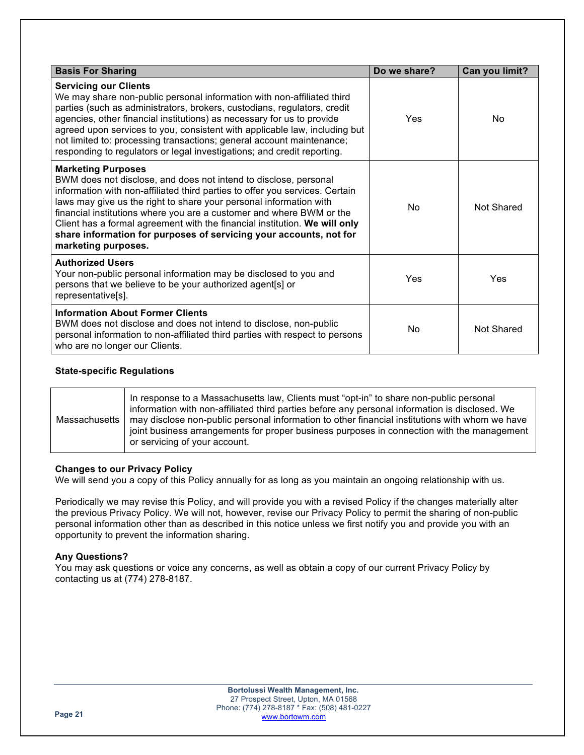| Basis For Sharing | Do we share? | Can you limit? |
|---|---|---|
| **Servicing our Clients**<br>We may share non-public personal information with non-affiliated third parties (such as administrators, brokers, custodians, regulators, credit agencies, other financial institutions) as necessary for us to provide agreed upon services to you, consistent with applicable law, including but not limited to: processing transactions; general account maintenance; responding to regulators or legal investigations; and credit reporting. | Yes | No |
| **Marketing Purposes**<br>BWM does not disclose, and does not intend to disclose, personal information with non-affiliated third parties to offer you services. Certain laws may give us the right to share your personal information with financial institutions where you are a customer and where BWM or the Client has a formal agreement with the financial institution. **We will only share information for purposes of servicing your accounts, not for marketing purposes.** | No | Not Shared |
| **Authorized Users**<br>Your non-public personal information may be disclosed to you and persons that we believe to be your authorized agent[s] or representative[s]. | Yes | Yes |
| **Information About Former Clients**<br>BWM does not disclose and does not intend to disclose, non-public personal information to non-affiliated third parties with respect to persons who are no longer our Clients. | No | Not Shared |

**State-specific Regulations**

| | |
|---|---|
| Massachusetts | In response to a Massachusetts law, Clients must "opt-in" to share non-public personal information with non-affiliated third parties before any personal information is disclosed. We may disclose non-public personal information to other financial institutions with whom we have joint business arrangements for proper business purposes in connection with the management or servicing of your account. |

**Changes to our Privacy Policy**

We will send you a copy of this Policy annually for as long as you maintain an ongoing relationship with us.

Periodically we may revise this Policy, and will provide you with a revised Policy if the changes materially alter the previous Privacy Policy. We will not, however, revise our Privacy Policy to permit the sharing of non-public personal information other than as described in this notice unless we first notify you and provide you with an opportunity to prevent the information sharing.

**Any Questions?**

You may ask questions or voice any concerns, as well as obtain a copy of our current Privacy Policy by contacting us at (774) 278-8187.